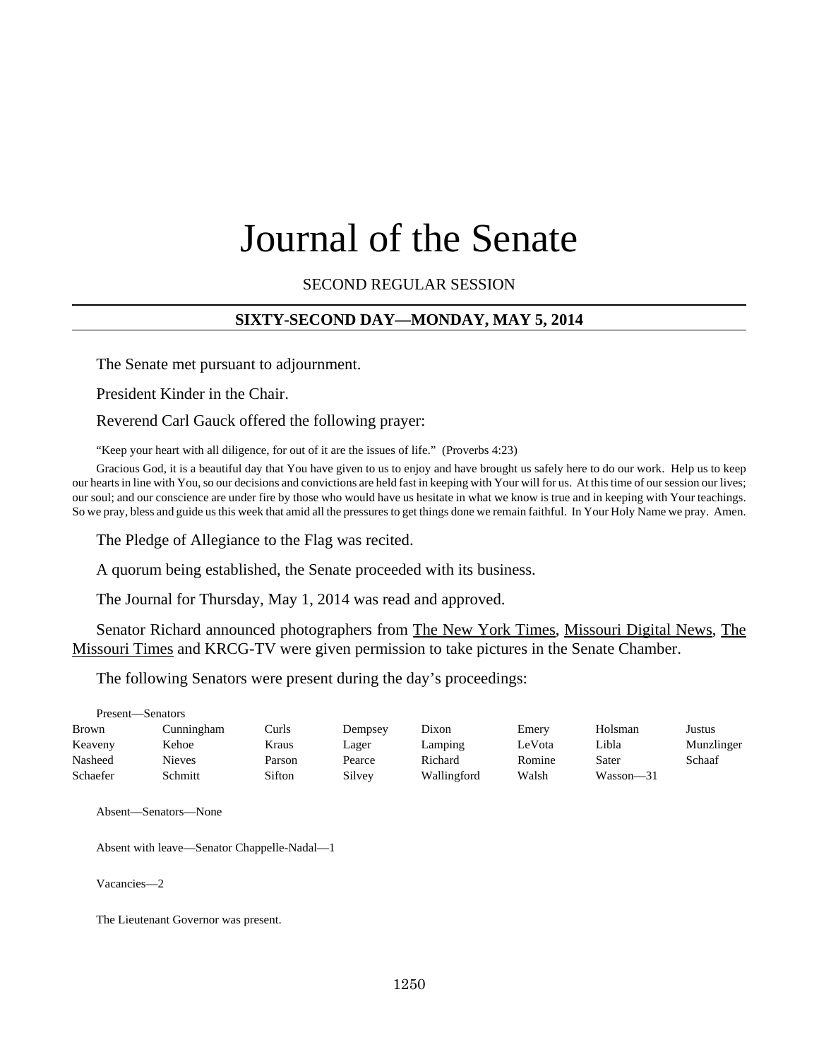# Journal of the Senate

SECOND REGULAR SESSION

## SIXTY-SECOND DAY—MONDAY, MAY 5, 2014

The Senate met pursuant to adjournment.

President Kinder in the Chair.

Reverend Carl Gauck offered the following prayer:

"Keep your heart with all diligence, for out of it are the issues of life." (Proverbs 4:23)

Gracious God, it is a beautiful day that You have given to us to enjoy and have brought us safely here to do our work. Help us to keep our hearts in line with You, so our decisions and convictions are held fast in keeping with Your will for us. At this time of our session our lives; our soul; and our conscience are under fire by those who would have us hesitate in what we know is true and in keeping with Your teachings. So we pray, bless and guide us this week that amid all the pressures to get things done we remain faithful. In Your Holy Name we pray. Amen.

The Pledge of Allegiance to the Flag was recited.

A quorum being established, the Senate proceeded with its business.

The Journal for Thursday, May 1, 2014 was read and approved.

Senator Richard announced photographers from The New York Times, Missouri Digital News, The Missouri Times and KRCG-TV were given permission to take pictures in the Senate Chamber.

The following Senators were present during the day's proceedings:

Present—Senators

| | | | | | | | |
|---|---|---|---|---|---|---|---|
| Brown | Cunningham | Curls | Dempsey | Dixon | Emery | Holsman | Justus |
| Keaveny | Kehoe | Kraus | Lager | Lamping | LeVota | Libla | Munzlinger |
| Nasheed | Nieves | Parson | Pearce | Richard | Romine | Sater | Schaaf |
| Schaefer | Schmitt | Sifton | Silvey | Wallingford | Walsh | Wasson—31 | |

Absent—Senators—None

Absent with leave—Senator Chappelle-Nadal—1

Vacancies—2

The Lieutenant Governor was present.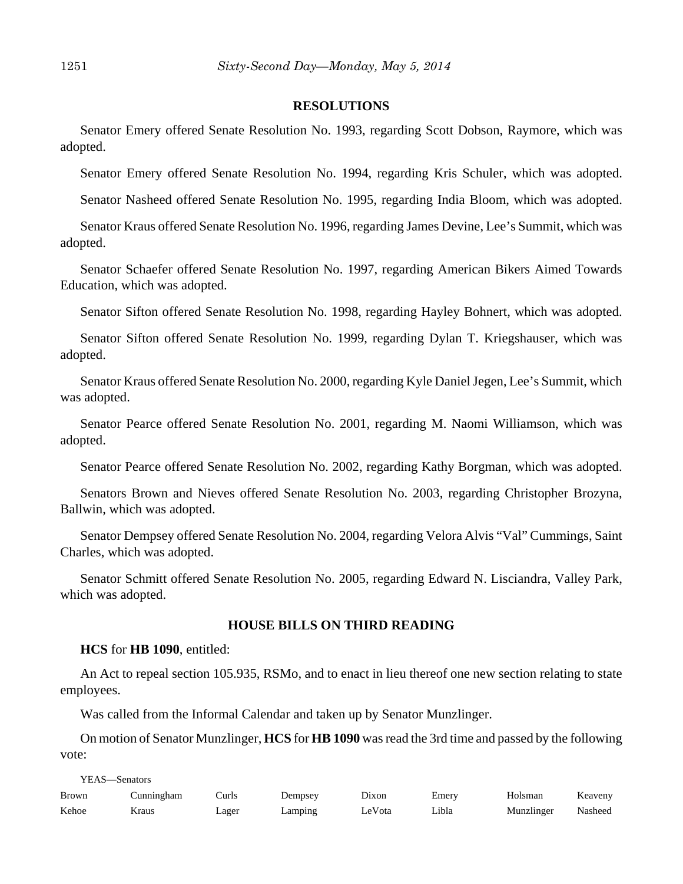## RESOLUTIONS

Senator Emery offered Senate Resolution No. 1993, regarding Scott Dobson, Raymore, which was adopted.

Senator Emery offered Senate Resolution No. 1994, regarding Kris Schuler, which was adopted.

Senator Nasheed offered Senate Resolution No. 1995, regarding India Bloom, which was adopted.

Senator Kraus offered Senate Resolution No. 1996, regarding James Devine, Lee's Summit, which was adopted.

Senator Schaefer offered Senate Resolution No. 1997, regarding American Bikers Aimed Towards Education, which was adopted.

Senator Sifton offered Senate Resolution No. 1998, regarding Hayley Bohnert, which was adopted.

Senator Sifton offered Senate Resolution No. 1999, regarding Dylan T. Kriegshauser, which was adopted.

Senator Kraus offered Senate Resolution No. 2000, regarding Kyle Daniel Jegen, Lee's Summit, which was adopted.

Senator Pearce offered Senate Resolution No. 2001, regarding M. Naomi Williamson, which was adopted.

Senator Pearce offered Senate Resolution No. 2002, regarding Kathy Borgman, which was adopted.

Senators Brown and Nieves offered Senate Resolution No. 2003, regarding Christopher Brozyna, Ballwin, which was adopted.

Senator Dempsey offered Senate Resolution No. 2004, regarding Velora Alvis "Val" Cummings, Saint Charles, which was adopted.

Senator Schmitt offered Senate Resolution No. 2005, regarding Edward N. Lisciandra, Valley Park, which was adopted.

## HOUSE BILLS ON THIRD READING

**HCS** for **HB 1090**, entitled:

An Act to repeal section 105.935, RSMo, and to enact in lieu thereof one new section relating to state employees.

Was called from the Informal Calendar and taken up by Senator Munzlinger.

On motion of Senator Munzlinger, **HCS** for **HB 1090** was read the 3rd time and passed by the following vote:

YEAS—Senators

| | | | | | | | |
|---|---|---|---|---|---|---|---|
| Brown | Cunningham | Curls | Dempsey | Dixon | Emery | Holsman | Keaveny |
| Kehoe | Kraus | Lager | Lamping | LeVota | Libla | Munzlinger | Nasheed |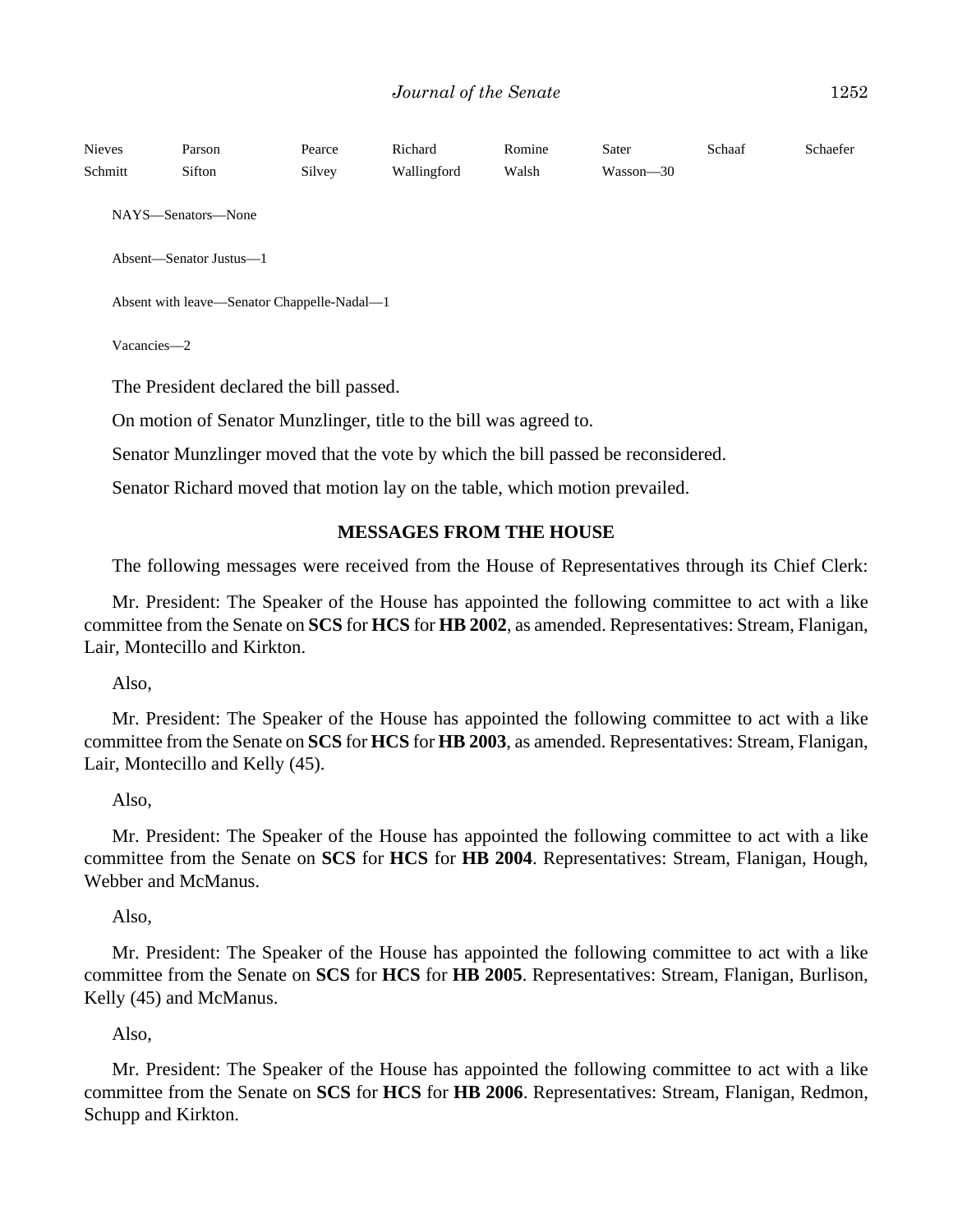| Nieves | Parson | Pearce | Richard | Romine | Sater | Schaaf | Schaefer |
|---|---|---|---|---|---|---|---|
| Schmitt | Sifton | Silvey | Wallingford | Walsh | Wasson—30 | | |

NAYS—Senators—None

Absent—Senator Justus—1

Absent with leave—Senator Chappelle-Nadal—1

Vacancies—2

The President declared the bill passed.

On motion of Senator Munzlinger, title to the bill was agreed to.

Senator Munzlinger moved that the vote by which the bill passed be reconsidered.

Senator Richard moved that motion lay on the table, which motion prevailed.

## MESSAGES FROM THE HOUSE

The following messages were received from the House of Representatives through its Chief Clerk:

Mr. President: The Speaker of the House has appointed the following committee to act with a like committee from the Senate on **SCS** for **HCS** for **HB 2002**, as amended. Representatives: Stream, Flanigan, Lair, Montecillo and Kirkton.

Also,

Mr. President: The Speaker of the House has appointed the following committee to act with a like committee from the Senate on **SCS** for **HCS** for **HB 2003**, as amended. Representatives: Stream, Flanigan, Lair, Montecillo and Kelly (45).

Also,

Mr. President: The Speaker of the House has appointed the following committee to act with a like committee from the Senate on **SCS** for **HCS** for **HB 2004**. Representatives: Stream, Flanigan, Hough, Webber and McManus.

Also,

Mr. President: The Speaker of the House has appointed the following committee to act with a like committee from the Senate on **SCS** for **HCS** for **HB 2005**. Representatives: Stream, Flanigan, Burlison, Kelly (45) and McManus.

Also,

Mr. President: The Speaker of the House has appointed the following committee to act with a like committee from the Senate on **SCS** for **HCS** for **HB 2006**. Representatives: Stream, Flanigan, Redmon, Schupp and Kirkton.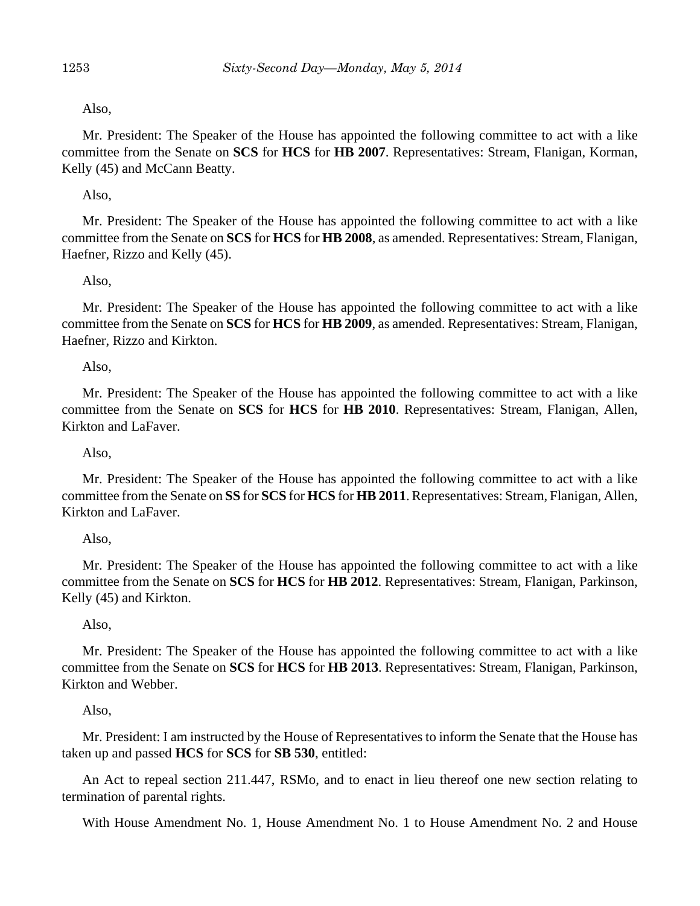Also,

Mr. President: The Speaker of the House has appointed the following committee to act with a like committee from the Senate on **SCS** for **HCS** for **HB 2007**. Representatives: Stream, Flanigan, Korman, Kelly (45) and McCann Beatty.

Also,

Mr. President: The Speaker of the House has appointed the following committee to act with a like committee from the Senate on **SCS** for **HCS** for **HB 2008**, as amended. Representatives: Stream, Flanigan, Haefner, Rizzo and Kelly (45).

Also,

Mr. President: The Speaker of the House has appointed the following committee to act with a like committee from the Senate on **SCS** for **HCS** for **HB 2009**, as amended. Representatives: Stream, Flanigan, Haefner, Rizzo and Kirkton.

Also,

Mr. President: The Speaker of the House has appointed the following committee to act with a like committee from the Senate on **SCS** for **HCS** for **HB 2010**. Representatives: Stream, Flanigan, Allen, Kirkton and LaFaver.

Also,

Mr. President: The Speaker of the House has appointed the following committee to act with a like committee from the Senate on **SS** for **SCS** for **HCS** for **HB 2011**. Representatives: Stream, Flanigan, Allen, Kirkton and LaFaver.

Also,

Mr. President: The Speaker of the House has appointed the following committee to act with a like committee from the Senate on **SCS** for **HCS** for **HB 2012**. Representatives: Stream, Flanigan, Parkinson, Kelly (45) and Kirkton.

Also,

Mr. President: The Speaker of the House has appointed the following committee to act with a like committee from the Senate on **SCS** for **HCS** for **HB 2013**. Representatives: Stream, Flanigan, Parkinson, Kirkton and Webber.

Also,

Mr. President: I am instructed by the House of Representatives to inform the Senate that the House has taken up and passed **HCS** for **SCS** for **SB 530**, entitled:

An Act to repeal section 211.447, RSMo, and to enact in lieu thereof one new section relating to termination of parental rights.

With House Amendment No. 1, House Amendment No. 1 to House Amendment No. 2 and House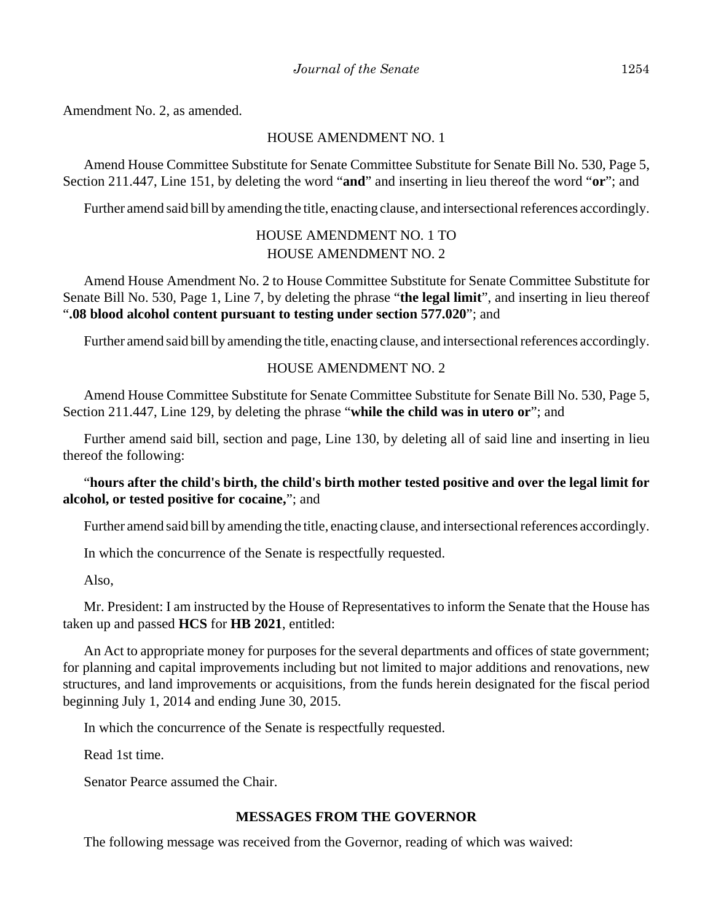Amendment No. 2, as amended.

HOUSE AMENDMENT NO. 1

Amend House Committee Substitute for Senate Committee Substitute for Senate Bill No. 530, Page 5, Section 211.447, Line 151, by deleting the word "**and**" and inserting in lieu thereof the word "**or**"; and

Further amend said bill by amending the title, enacting clause, and intersectional references accordingly.

HOUSE AMENDMENT NO. 1 TO
HOUSE AMENDMENT NO. 2

Amend House Amendment No. 2 to House Committee Substitute for Senate Committee Substitute for Senate Bill No. 530, Page 1, Line 7, by deleting the phrase "**the legal limit**", and inserting in lieu thereof "**.08 blood alcohol content pursuant to testing under section 577.020**"; and

Further amend said bill by amending the title, enacting clause, and intersectional references accordingly.

HOUSE AMENDMENT NO. 2

Amend House Committee Substitute for Senate Committee Substitute for Senate Bill No. 530, Page 5, Section 211.447, Line 129, by deleting the phrase "**while the child was in utero or**"; and

Further amend said bill, section and page, Line 130, by deleting all of said line and inserting in lieu thereof the following:

"**hours after the child's birth, the child's birth mother tested positive and over the legal limit for alcohol, or tested positive for cocaine,**"; and

Further amend said bill by amending the title, enacting clause, and intersectional references accordingly.

In which the concurrence of the Senate is respectfully requested.

Also,

Mr. President: I am instructed by the House of Representatives to inform the Senate that the House has taken up and passed **HCS** for **HB 2021**, entitled:

An Act to appropriate money for purposes for the several departments and offices of state government; for planning and capital improvements including but not limited to major additions and renovations, new structures, and land improvements or acquisitions, from the funds herein designated for the fiscal period beginning July 1, 2014 and ending June 30, 2015.

In which the concurrence of the Senate is respectfully requested.

Read 1st time.

Senator Pearce assumed the Chair.

**MESSAGES FROM THE GOVERNOR**

The following message was received from the Governor, reading of which was waived: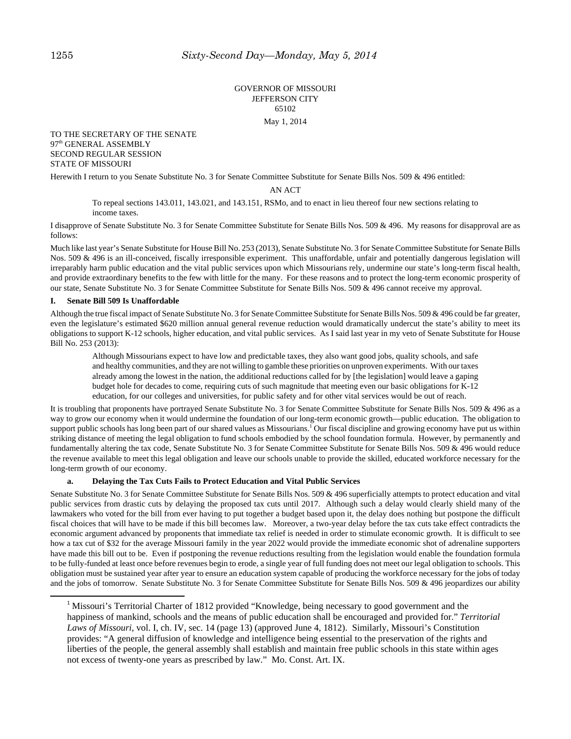GOVERNOR OF MISSOURI
JEFFERSON CITY
65102

May 1, 2014

TO THE SECRETARY OF THE SENATE
97th GENERAL ASSEMBLY
SECOND REGULAR SESSION
STATE OF MISSOURI

Herewith I return to you Senate Substitute No. 3 for Senate Committee Substitute for Senate Bills Nos. 509 & 496 entitled:

AN ACT

> To repeal sections 143.011, 143.021, and 143.151, RSMo, and to enact in lieu thereof four new sections relating to income taxes.

I disapprove of Senate Substitute No. 3 for Senate Committee Substitute for Senate Bills Nos. 509 & 496. My reasons for disapproval are as follows:

Much like last year's Senate Substitute for House Bill No. 253 (2013), Senate Substitute No. 3 for Senate Committee Substitute for Senate Bills Nos. 509 & 496 is an ill-conceived, fiscally irresponsible experiment. This unaffordable, unfair and potentially dangerous legislation will irreparably harm public education and the vital public services upon which Missourians rely, undermine our state's long-term fiscal health, and provide extraordinary benefits to the few with little for the many. For these reasons and to protect the long-term economic prosperity of our state, Senate Substitute No. 3 for Senate Committee Substitute for Senate Bills Nos. 509 & 496 cannot receive my approval.

**I. Senate Bill 509 Is Unaffordable**

Although the true fiscal impact of Senate Substitute No. 3 for Senate Committee Substitute for Senate Bills Nos. 509 & 496 could be far greater, even the legislature's estimated $620 million annual general revenue reduction would dramatically undercut the state's ability to meet its obligations to support K-12 schools, higher education, and vital public services. As I said last year in my veto of Senate Substitute for House Bill No. 253 (2013):

> Although Missourians expect to have low and predictable taxes, they also want good jobs, quality schools, and safe and healthy communities, and they are not willing to gamble these priorities on unproven experiments. With our taxes already among the lowest in the nation, the additional reductions called for by [the legislation] would leave a gaping budget hole for decades to come, requiring cuts of such magnitude that meeting even our basic obligations for K-12 education, for our colleges and universities, for public safety and for other vital services would be out of reach.

It is troubling that proponents have portrayed Senate Substitute No. 3 for Senate Committee Substitute for Senate Bills Nos. 509 & 496 as a way to grow our economy when it would undermine the foundation of our long-term economic growth—public education. The obligation to support public schools has long been part of our shared values as Missourians.[1] Our fiscal discipline and growing economy have put us within striking distance of meeting the legal obligation to fund schools embodied by the school foundation formula. However, by permanently and fundamentally altering the tax code, Senate Substitute No. 3 for Senate Committee Substitute for Senate Bills Nos. 509 & 496 would reduce the revenue available to meet this legal obligation and leave our schools unable to provide the skilled, educated workforce necessary for the long-term growth of our economy.

**a. Delaying the Tax Cuts Fails to Protect Education and Vital Public Services**

Senate Substitute No. 3 for Senate Committee Substitute for Senate Bills Nos. 509 & 496 superficially attempts to protect education and vital public services from drastic cuts by delaying the proposed tax cuts until 2017. Although such a delay would clearly shield many of the lawmakers who voted for the bill from ever having to put together a budget based upon it, the delay does nothing but postpone the difficult fiscal choices that will have to be made if this bill becomes law. Moreover, a two-year delay before the tax cuts take effect contradicts the economic argument advanced by proponents that immediate tax relief is needed in order to stimulate economic growth. It is difficult to see how a tax cut of $32 for the average Missouri family in the year 2022 would provide the immediate economic shot of adrenaline supporters have made this bill out to be. Even if postponing the revenue reductions resulting from the legislation would enable the foundation formula to be fully-funded at least once before revenues begin to erode, a single year of full funding does not meet our legal obligation to schools. This obligation must be sustained year after year to ensure an education system capable of producing the workforce necessary for the jobs of today and the jobs of tomorrow. Senate Substitute No. 3 for Senate Committee Substitute for Senate Bills Nos. 509 & 496 jeopardizes our ability

[1] Missouri's Territorial Charter of 1812 provided "Knowledge, being necessary to good government and the happiness of mankind, schools and the means of public education shall be encouraged and provided for." *Territorial Laws of Missouri*, vol. I, ch. IV, sec. 14 (page 13) (approved June 4, 1812). Similarly, Missouri's Constitution provides: "A general diffusion of knowledge and intelligence being essential to the preservation of the rights and liberties of the people, the general assembly shall establish and maintain free public schools in this state within ages not excess of twenty-one years as prescribed by law." Mo. Const. Art. IX.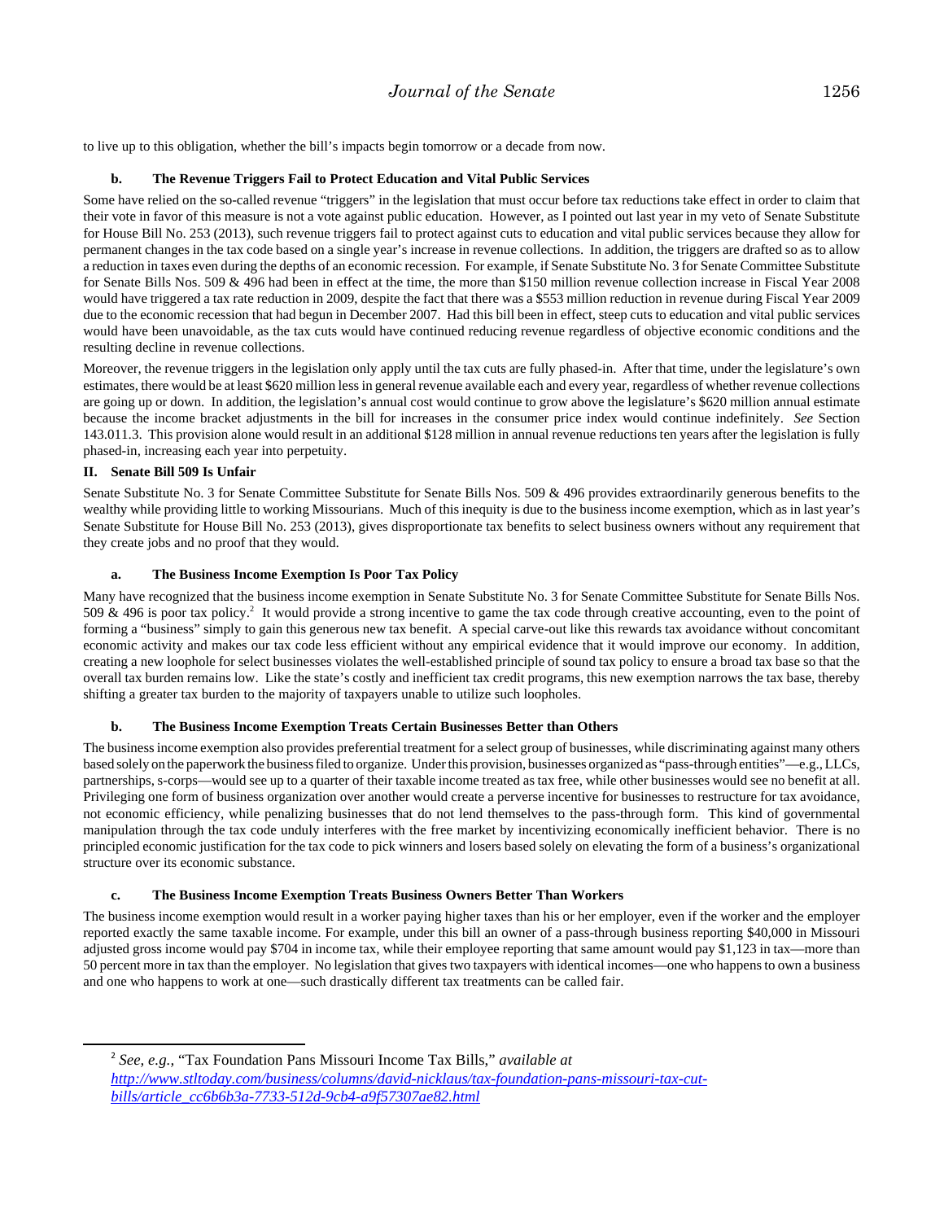to live up to this obligation, whether the bill's impacts begin tomorrow or a decade from now.

### b. The Revenue Triggers Fail to Protect Education and Vital Public Services

Some have relied on the so-called revenue "triggers" in the legislation that must occur before tax reductions take effect in order to claim that their vote in favor of this measure is not a vote against public education. However, as I pointed out last year in my veto of Senate Substitute for House Bill No. 253 (2013), such revenue triggers fail to protect against cuts to education and vital public services because they allow for permanent changes in the tax code based on a single year's increase in revenue collections. In addition, the triggers are drafted so as to allow a reduction in taxes even during the depths of an economic recession. For example, if Senate Substitute No. 3 for Senate Committee Substitute for Senate Bills Nos. 509 & 496 had been in effect at the time, the more than $150 million revenue collection increase in Fiscal Year 2008 would have triggered a tax rate reduction in 2009, despite the fact that there was a $553 million reduction in revenue during Fiscal Year 2009 due to the economic recession that had begun in December 2007. Had this bill been in effect, steep cuts to education and vital public services would have been unavoidable, as the tax cuts would have continued reducing revenue regardless of objective economic conditions and the resulting decline in revenue collections.

Moreover, the revenue triggers in the legislation only apply until the tax cuts are fully phased-in. After that time, under the legislature's own estimates, there would be at least $620 million less in general revenue available each and every year, regardless of whether revenue collections are going up or down. In addition, the legislation's annual cost would continue to grow above the legislature's $620 million annual estimate because the income bracket adjustments in the bill for increases in the consumer price index would continue indefinitely. *See* Section 143.011.3. This provision alone would result in an additional $128 million in annual revenue reductions ten years after the legislation is fully phased-in, increasing each year into perpetuity.

## II. Senate Bill 509 Is Unfair

Senate Substitute No. 3 for Senate Committee Substitute for Senate Bills Nos. 509 & 496 provides extraordinarily generous benefits to the wealthy while providing little to working Missourians. Much of this inequity is due to the business income exemption, which as in last year's Senate Substitute for House Bill No. 253 (2013), gives disproportionate tax benefits to select business owners without any requirement that they create jobs and no proof that they would.

### a. The Business Income Exemption Is Poor Tax Policy

Many have recognized that the business income exemption in Senate Substitute No. 3 for Senate Committee Substitute for Senate Bills Nos. 509 & 496 is poor tax policy.[2] It would provide a strong incentive to game the tax code through creative accounting, even to the point of forming a "business" simply to gain this generous new tax benefit. A special carve-out like this rewards tax avoidance without concomitant economic activity and makes our tax code less efficient without any empirical evidence that it would improve our economy. In addition, creating a new loophole for select businesses violates the well-established principle of sound tax policy to ensure a broad tax base so that the overall tax burden remains low. Like the state's costly and inefficient tax credit programs, this new exemption narrows the tax base, thereby shifting a greater tax burden to the majority of taxpayers unable to utilize such loopholes.

### b. The Business Income Exemption Treats Certain Businesses Better than Others

The business income exemption also provides preferential treatment for a select group of businesses, while discriminating against many others based solely on the paperwork the business filed to organize. Under this provision, businesses organized as "pass-through entities"—e.g., LLCs, partnerships, s-corps—would see up to a quarter of their taxable income treated as tax free, while other businesses would see no benefit at all. Privileging one form of business organization over another would create a perverse incentive for businesses to restructure for tax avoidance, not economic efficiency, while penalizing businesses that do not lend themselves to the pass-through form. This kind of governmental manipulation through the tax code unduly interferes with the free market by incentivizing economically inefficient behavior. There is no principled economic justification for the tax code to pick winners and losers based solely on elevating the form of a business's organizational structure over its economic substance.

### c. The Business Income Exemption Treats Business Owners Better Than Workers

The business income exemption would result in a worker paying higher taxes than his or her employer, even if the worker and the employer reported exactly the same taxable income. For example, under this bill an owner of a pass-through business reporting $40,000 in Missouri adjusted gross income would pay $704 in income tax, while their employee reporting that same amount would pay $1,123 in tax—more than 50 percent more in tax than the employer. No legislation that gives two taxpayers with identical incomes—one who happens to own a business and one who happens to work at one—such drastically different tax treatments can be called fair.

---

[2] *See, e.g.,* "Tax Foundation Pans Missouri Income Tax Bills," *available at* *http://www.stltoday.com/business/columns/david-nicklaus/tax-foundation-pans-missouri-tax-cut-bills/article_cc6b6b3a-7733-512d-9cb4-a9f57307ae82.html*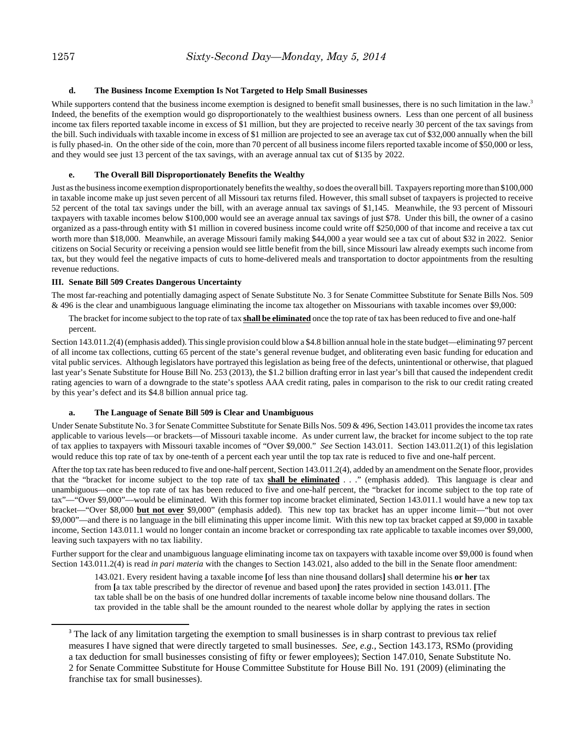#### d. The Business Income Exemption Is Not Targeted to Help Small Businesses

While supporters contend that the business income exemption is designed to benefit small businesses, there is no such limitation in the law.[3] Indeed, the benefits of the exemption would go disproportionately to the wealthiest business owners. Less than one percent of all business income tax filers reported taxable income in excess of $1 million, but they are projected to receive nearly 30 percent of the tax savings from the bill. Such individuals with taxable income in excess of $1 million are projected to see an average tax cut of $32,000 annually when the bill is fully phased-in. On the other side of the coin, more than 70 percent of all business income filers reported taxable income of $50,000 or less, and they would see just 13 percent of the tax savings, with an average annual tax cut of $135 by 2022.

#### e. The Overall Bill Disproportionately Benefits the Wealthy

Just as the business income exemption disproportionately benefits the wealthy, so does the overall bill. Taxpayers reporting more than $100,000 in taxable income make up just seven percent of all Missouri tax returns filed. However, this small subset of taxpayers is projected to receive 52 percent of the total tax savings under the bill, with an average annual tax savings of $1,145. Meanwhile, the 93 percent of Missouri taxpayers with taxable incomes below $100,000 would see an average annual tax savings of just $78. Under this bill, the owner of a casino organized as a pass-through entity with $1 million in covered business income could write off $250,000 of that income and receive a tax cut worth more than $18,000. Meanwhile, an average Missouri family making $44,000 a year would see a tax cut of about $32 in 2022. Senior citizens on Social Security or receiving a pension would see little benefit from the bill, since Missouri law already exempts such income from tax, but they would feel the negative impacts of cuts to home-delivered meals and transportation to doctor appointments from the resulting revenue reductions.

### III. Senate Bill 509 Creates Dangerous Uncertainty

The most far-reaching and potentially damaging aspect of Senate Substitute No. 3 for Senate Committee Substitute for Senate Bills Nos. 509 & 496 is the clear and unambiguous language eliminating the income tax altogether on Missourians with taxable incomes over $9,000:

> The bracket for income subject to the top rate of tax **shall be eliminated** once the top rate of tax has been reduced to five and one-half percent.

Section 143.011.2(4) (emphasis added). This single provision could blow a $4.8 billion annual hole in the state budget—eliminating 97 percent of all income tax collections, cutting 65 percent of the state's general revenue budget, and obliterating even basic funding for education and vital public services. Although legislators have portrayed this legislation as being free of the defects, unintentional or otherwise, that plagued last year's Senate Substitute for House Bill No. 253 (2013), the $1.2 billion drafting error in last year's bill that caused the independent credit rating agencies to warn of a downgrade to the state's spotless AAA credit rating, pales in comparison to the risk to our credit rating created by this year's defect and its $4.8 billion annual price tag.

#### a. The Language of Senate Bill 509 is Clear and Unambiguous

Under Senate Substitute No. 3 for Senate Committee Substitute for Senate Bills Nos. 509 & 496, Section 143.011 provides the income tax rates applicable to various levels—or brackets—of Missouri taxable income. As under current law, the bracket for income subject to the top rate of tax applies to taxpayers with Missouri taxable incomes of "Over $9,000." *See* Section 143.011. Section 143.011.2(1) of this legislation would reduce this top rate of tax by one-tenth of a percent each year until the top tax rate is reduced to five and one-half percent.

After the top tax rate has been reduced to five and one-half percent, Section 143.011.2(4), added by an amendment on the Senate floor, provides that the "bracket for income subject to the top rate of tax **shall be eliminated** . . ." (emphasis added). This language is clear and unambiguous—once the top rate of tax has been reduced to five and one-half percent, the "bracket for income subject to the top rate of tax"—"Over $9,000"—would be eliminated. With this former top income bracket eliminated, Section 143.011.1 would have a new top tax bracket—"Over $8,000 **but not over** $9,000" (emphasis added). This new top tax bracket has an upper income limit—"but not over $9,000"—and there is no language in the bill eliminating this upper income limit. With this new top tax bracket capped at $9,000 in taxable income, Section 143.011.1 would no longer contain an income bracket or corresponding tax rate applicable to taxable incomes over $9,000, leaving such taxpayers with no tax liability.

Further support for the clear and unambiguous language eliminating income tax on taxpayers with taxable income over $9,000 is found when Section 143.011.2(4) is read *in pari materia* with the changes to Section 143.021, also added to the bill in the Senate floor amendment:

> 143.021. Every resident having a taxable income **[**of less than nine thousand dollars**]** shall determine his **or her** tax from **[**a tax table prescribed by the director of revenue and based upon**]** the rates provided in section 143.011. **[**The tax table shall be on the basis of one hundred dollar increments of taxable income below nine thousand dollars. The tax provided in the table shall be the amount rounded to the nearest whole dollar by applying the rates in section

[3] The lack of any limitation targeting the exemption to small businesses is in sharp contrast to previous tax relief measures I have signed that were directly targeted to small businesses. *See, e.g.*, Section 143.173, RSMo (providing a tax deduction for small businesses consisting of fifty or fewer employees); Section 147.010, Senate Substitute No. 2 for Senate Committee Substitute for House Committee Substitute for House Bill No. 191 (2009) (eliminating the franchise tax for small businesses).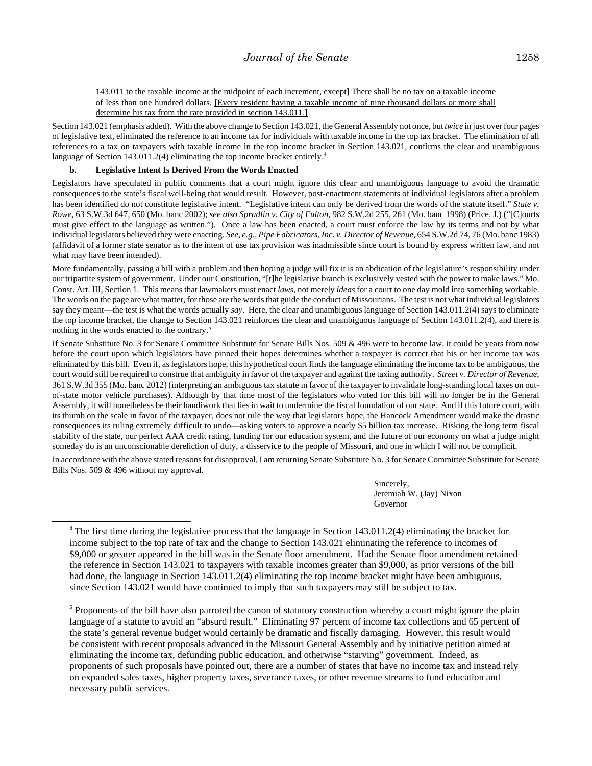143.011 to the taxable income at the midpoint of each increment, except**]** There shall be no tax on a taxable income of less than one hundred dollars. **[**<u>Every resident having a taxable income of nine thousand dollars or more shall determine his tax from the rate provided in section 143.011.</u>**]**

Section 143.021 (emphasis added). With the above change to Section 143.021, the General Assembly not once, but *twice* in just over four pages of legislative text, eliminated the reference to an income tax for individuals with taxable income in the top tax bracket. The elimination of all references to a tax on taxpayers with taxable income in the top income bracket in Section 143.021, confirms the clear and unambiguous language of Section 143.011.2(4) eliminating the top income bracket entirely.[4]

**b. Legislative Intent Is Derived From the Words Enacted**

Legislators have speculated in public comments that a court might ignore this clear and unambiguous language to avoid the dramatic consequences to the state's fiscal well-being that would result. However, post-enactment statements of individual legislators after a problem has been identified do not constitute legislative intent. "Legislative intent can only be derived from the words of the statute itself." *State v. Rowe*, 63 S.W.3d 647, 650 (Mo. banc 2002); *see also Spradlin v. City of Fulton*, 982 S.W.2d 255, 261 (Mo. banc 1998) (Price, J.) ("[C]ourts must give effect to the language as written."). Once a law has been enacted, a court must enforce the law by its terms and not by what individual legislators believed they were enacting. *See, e.g., Pipe Fabricators, Inc. v. Director of Revenue*, 654 S.W.2d 74, 76 (Mo. banc 1983) (affidavit of a former state senator as to the intent of use tax provision was inadmissible since court is bound by express written law, and not what may have been intended).

More fundamentally, passing a bill with a problem and then hoping a judge will fix it is an abdication of the legislature's responsibility under our tripartite system of government. Under our Constitution, "[t]he legislative branch is exclusively vested with the power to make laws." Mo. Const. Art. III, Section 1. This means that lawmakers must enact *laws*, not merely *ideas* for a court to one day mold into something workable. The words on the page are what matter, for those are the words that guide the conduct of Missourians. The test is not what individual legislators say they meant—the test is what the words actually *say*. Here, the clear and unambiguous language of Section 143.011.2(4) says to eliminate the top income bracket, the change to Section 143.021 reinforces the clear and unambiguous language of Section 143.011.2(4), and there is nothing in the words enacted to the contrary.[5]

If Senate Substitute No. 3 for Senate Committee Substitute for Senate Bills Nos. 509 & 496 were to become law, it could be years from now before the court upon which legislators have pinned their hopes determines whether a taxpayer is correct that his or her income tax was eliminated by this bill. Even if, as legislators hope, this hypothetical court finds the language eliminating the income tax to be ambiguous, the court would still be required to construe that ambiguity in favor of the taxpayer and against the taxing authority. *Street v. Director of Revenue*, 361 S.W.3d 355 (Mo. banc 2012) (interpreting an ambiguous tax statute in favor of the taxpayer to invalidate long-standing local taxes on out-of-state motor vehicle purchases). Although by that time most of the legislators who voted for this bill will no longer be in the General Assembly, it will nonetheless be their handiwork that lies in wait to undermine the fiscal foundation of our state. And if this future court, with its thumb on the scale in favor of the taxpayer, does not rule the way that legislators hope, the Hancock Amendment would make the drastic consequences its ruling extremely difficult to undo—asking voters to approve a nearly $5 billion tax increase. Risking the long term fiscal stability of the state, our perfect AAA credit rating, funding for our education system, and the future of our economy on what a judge might someday do is an unconscionable dereliction of duty, a disservice to the people of Missouri, and one in which I will not be complicit.

In accordance with the above stated reasons for disapproval, I am returning Senate Substitute No. 3 for Senate Committee Substitute for Senate Bills Nos. 509 & 496 without my approval.

Sincerely,
Jeremiah W. (Jay) Nixon
Governor

---

[4] The first time during the legislative process that the language in Section 143.011.2(4) eliminating the bracket for income subject to the top rate of tax and the change to Section 143.021 eliminating the reference to incomes of $9,000 or greater appeared in the bill was in the Senate floor amendment. Had the Senate floor amendment retained the reference in Section 143.021 to taxpayers with taxable incomes greater than $9,000, as prior versions of the bill had done, the language in Section 143.011.2(4) eliminating the top income bracket might have been ambiguous, since Section 143.021 would have continued to imply that such taxpayers may still be subject to tax.

[5] Proponents of the bill have also parroted the canon of statutory construction whereby a court might ignore the plain language of a statute to avoid an "absurd result." Eliminating 97 percent of income tax collections and 65 percent of the state's general revenue budget would certainly be dramatic and fiscally damaging. However, this result would be consistent with recent proposals advanced in the Missouri General Assembly and by initiative petition aimed at eliminating the income tax, defunding public education, and otherwise "starving" government. Indeed, as proponents of such proposals have pointed out, there are a number of states that have no income tax and instead rely on expanded sales taxes, higher property taxes, severance taxes, or other revenue streams to fund education and necessary public services.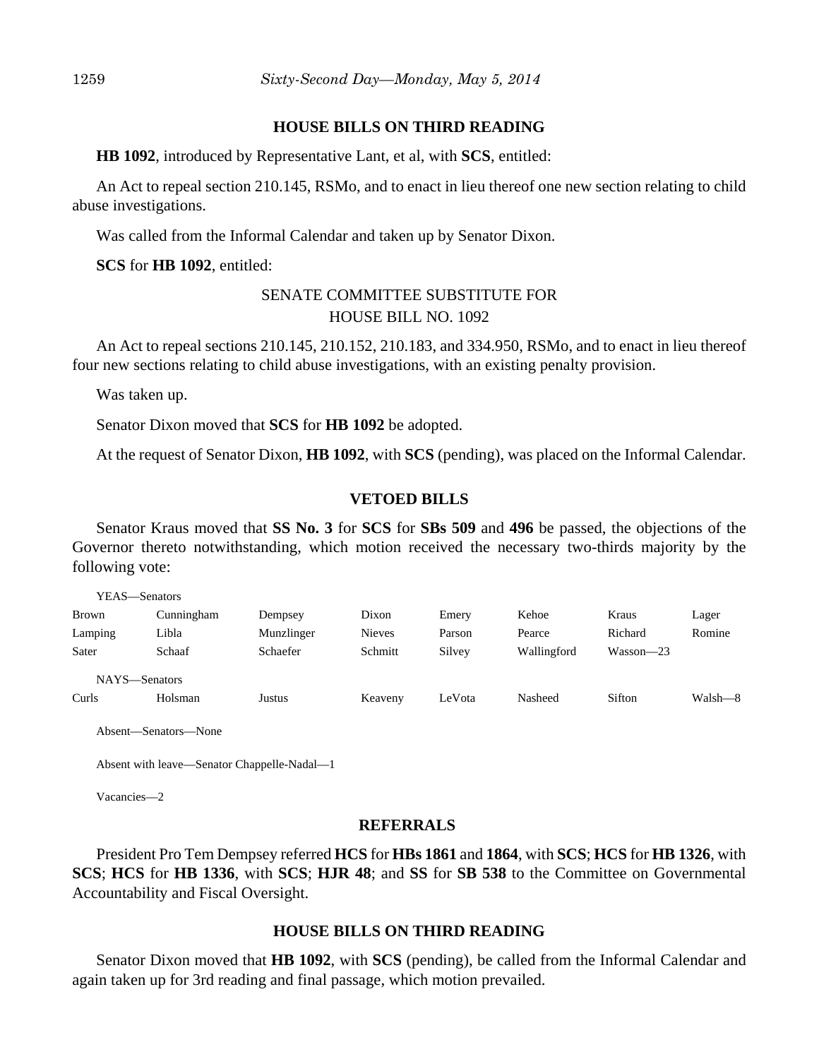## HOUSE BILLS ON THIRD READING

**HB 1092**, introduced by Representative Lant, et al, with **SCS**, entitled:

An Act to repeal section 210.145, RSMo, and to enact in lieu thereof one new section relating to child abuse investigations.

Was called from the Informal Calendar and taken up by Senator Dixon.

**SCS** for **HB 1092**, entitled:

SENATE COMMITTEE SUBSTITUTE FOR
HOUSE BILL NO. 1092

An Act to repeal sections 210.145, 210.152, 210.183, and 334.950, RSMo, and to enact in lieu thereof four new sections relating to child abuse investigations, with an existing penalty provision.

Was taken up.

Senator Dixon moved that **SCS** for **HB 1092** be adopted.

At the request of Senator Dixon, **HB 1092**, with **SCS** (pending), was placed on the Informal Calendar.

## VETOED BILLS

Senator Kraus moved that **SS No. 3** for **SCS** for **SBs 509** and **496** be passed, the objections of the Governor thereto notwithstanding, which motion received the necessary two-thirds majority by the following vote:

YEAS—Senators

| | | | | | | | |
|---|---|---|---|---|---|---|---|
| Brown | Cunningham | Dempsey | Dixon | Emery | Kehoe | Kraus | Lager |
| Lamping | Libla | Munzlinger | Nieves | Parson | Pearce | Richard | Romine |
| Sater | Schaaf | Schaefer | Schmitt | Silvey | Wallingford | Wasson—23 | |

NAYS—Senators

| | | | | | | | |
|---|---|---|---|---|---|---|---|
| Curls | Holsman | Justus | Keaveny | LeVota | Nasheed | Sifton | Walsh—8 |

Absent—Senators—None

Absent with leave—Senator Chappelle-Nadal—1

Vacancies—2

## REFERRALS

President Pro Tem Dempsey referred **HCS** for **HBs 1861** and **1864**, with **SCS**; **HCS** for **HB 1326**, with **SCS**; **HCS** for **HB 1336**, with **SCS**; **HJR 48**; and **SS** for **SB 538** to the Committee on Governmental Accountability and Fiscal Oversight.

## HOUSE BILLS ON THIRD READING

Senator Dixon moved that **HB 1092**, with **SCS** (pending), be called from the Informal Calendar and again taken up for 3rd reading and final passage, which motion prevailed.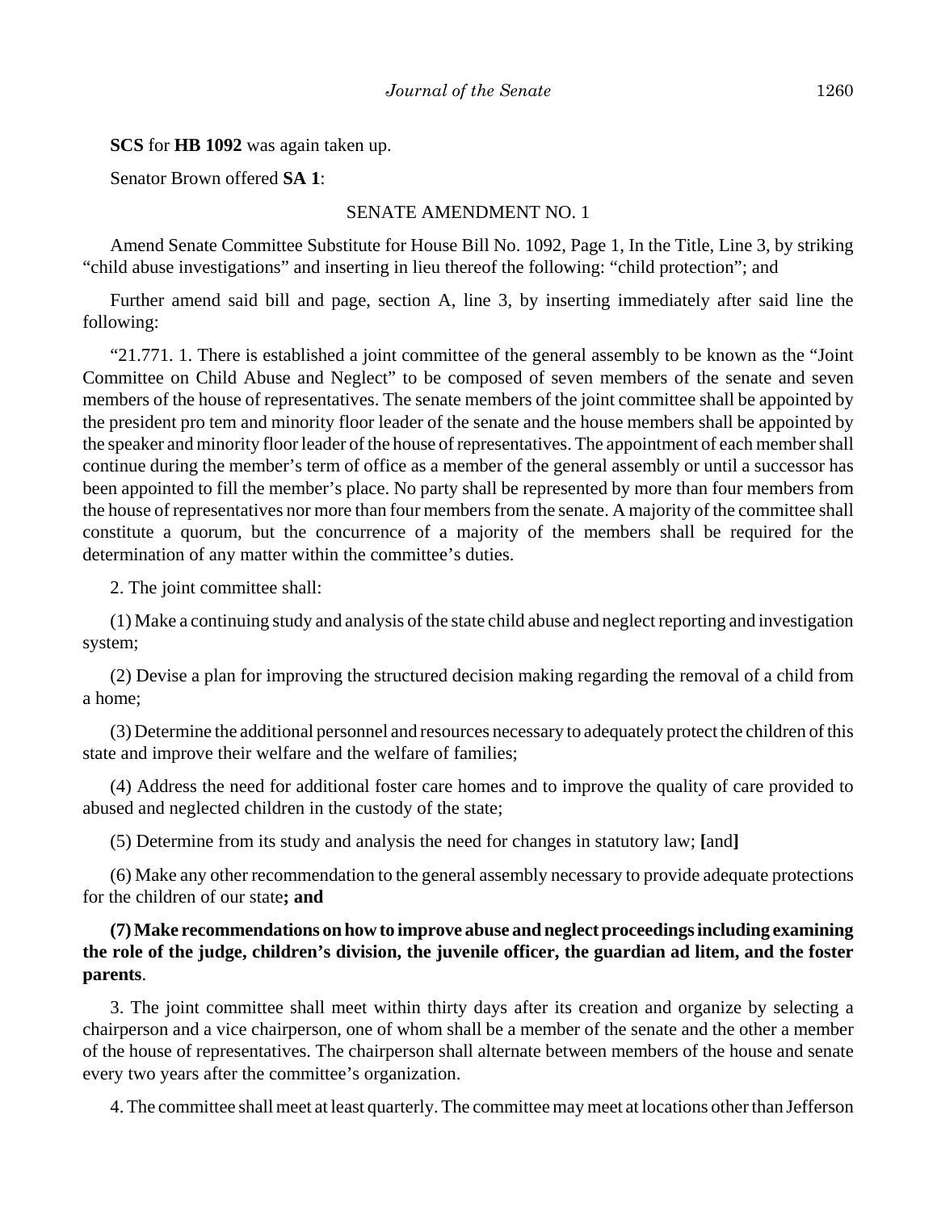**SCS** for **HB 1092** was again taken up.

Senator Brown offered **SA 1**:

SENATE AMENDMENT NO. 1

Amend Senate Committee Substitute for House Bill No. 1092, Page 1, In the Title, Line 3, by striking "child abuse investigations" and inserting in lieu thereof the following: "child protection"; and

Further amend said bill and page, section A, line 3, by inserting immediately after said line the following:

"21.771. 1. There is established a joint committee of the general assembly to be known as the "Joint Committee on Child Abuse and Neglect" to be composed of seven members of the senate and seven members of the house of representatives. The senate members of the joint committee shall be appointed by the president pro tem and minority floor leader of the senate and the house members shall be appointed by the speaker and minority floor leader of the house of representatives. The appointment of each member shall continue during the member's term of office as a member of the general assembly or until a successor has been appointed to fill the member's place. No party shall be represented by more than four members from the house of representatives nor more than four members from the senate. A majority of the committee shall constitute a quorum, but the concurrence of a majority of the members shall be required for the determination of any matter within the committee's duties.

2. The joint committee shall:

(1) Make a continuing study and analysis of the state child abuse and neglect reporting and investigation system;

(2) Devise a plan for improving the structured decision making regarding the removal of a child from a home;

(3) Determine the additional personnel and resources necessary to adequately protect the children of this state and improve their welfare and the welfare of families;

(4) Address the need for additional foster care homes and to improve the quality of care provided to abused and neglected children in the custody of the state;

(5) Determine from its study and analysis the need for changes in statutory law; **[**and**]**

(6) Make any other recommendation to the general assembly necessary to provide adequate protections for the children of our state**; and**

**(7) Make recommendations on how to improve abuse and neglect proceedings including examining the role of the judge, children's division, the juvenile officer, the guardian ad litem, and the foster parents**.

3. The joint committee shall meet within thirty days after its creation and organize by selecting a chairperson and a vice chairperson, one of whom shall be a member of the senate and the other a member of the house of representatives. The chairperson shall alternate between members of the house and senate every two years after the committee's organization.

4. The committee shall meet at least quarterly. The committee may meet at locations other than Jefferson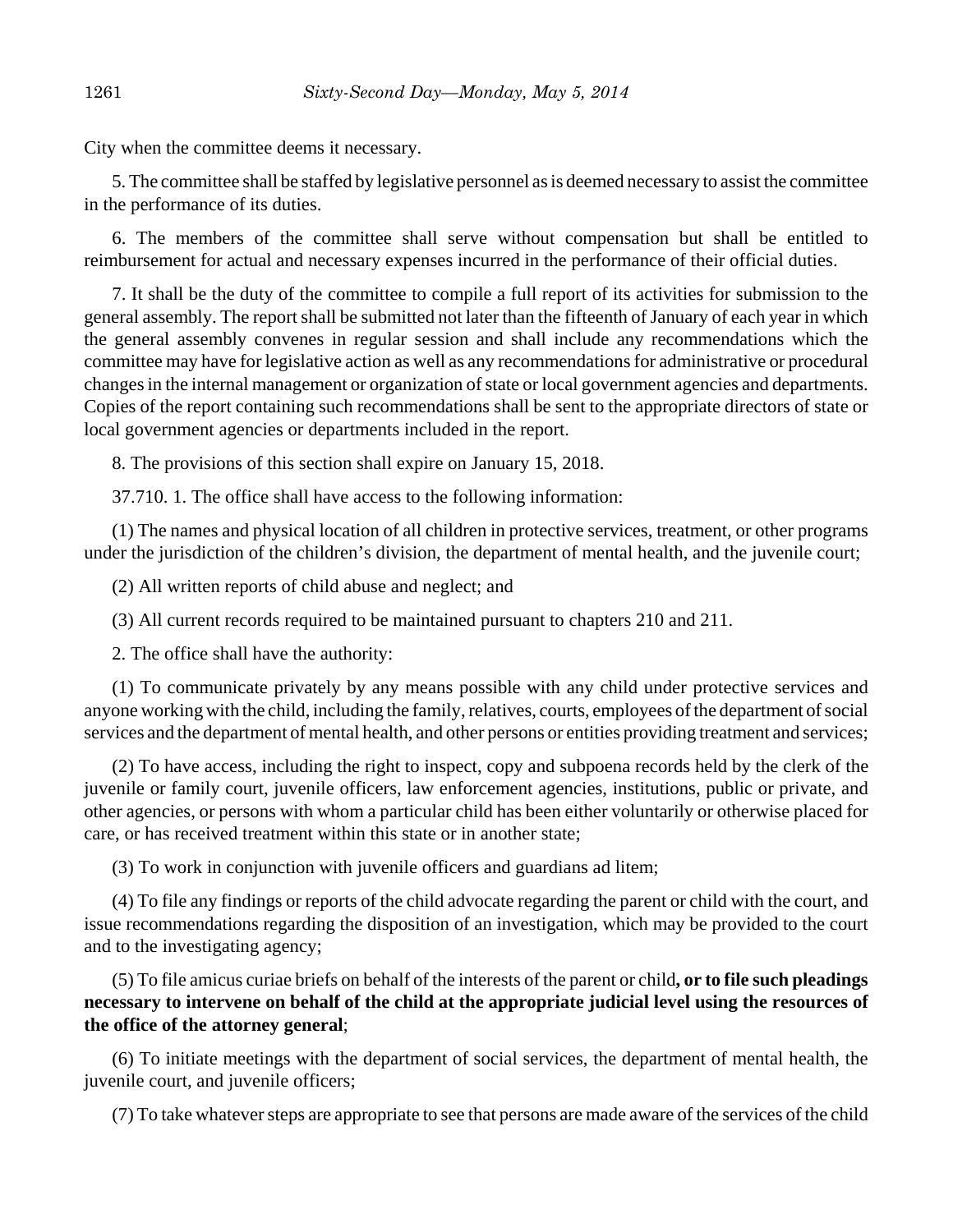City when the committee deems it necessary.

5. The committee shall be staffed by legislative personnel as is deemed necessary to assist the committee in the performance of its duties.

6. The members of the committee shall serve without compensation but shall be entitled to reimbursement for actual and necessary expenses incurred in the performance of their official duties.

7. It shall be the duty of the committee to compile a full report of its activities for submission to the general assembly. The report shall be submitted not later than the fifteenth of January of each year in which the general assembly convenes in regular session and shall include any recommendations which the committee may have for legislative action as well as any recommendations for administrative or procedural changes in the internal management or organization of state or local government agencies and departments. Copies of the report containing such recommendations shall be sent to the appropriate directors of state or local government agencies or departments included in the report.

8. The provisions of this section shall expire on January 15, 2018.

37.710. 1. The office shall have access to the following information:

(1) The names and physical location of all children in protective services, treatment, or other programs under the jurisdiction of the children's division, the department of mental health, and the juvenile court;

(2) All written reports of child abuse and neglect; and

(3) All current records required to be maintained pursuant to chapters 210 and 211.

2. The office shall have the authority:

(1) To communicate privately by any means possible with any child under protective services and anyone working with the child, including the family, relatives, courts, employees of the department of social services and the department of mental health, and other persons or entities providing treatment and services;

(2) To have access, including the right to inspect, copy and subpoena records held by the clerk of the juvenile or family court, juvenile officers, law enforcement agencies, institutions, public or private, and other agencies, or persons with whom a particular child has been either voluntarily or otherwise placed for care, or has received treatment within this state or in another state;

(3) To work in conjunction with juvenile officers and guardians ad litem;

(4) To file any findings or reports of the child advocate regarding the parent or child with the court, and issue recommendations regarding the disposition of an investigation, which may be provided to the court and to the investigating agency;

(5) To file amicus curiae briefs on behalf of the interests of the parent or child**, or to file such pleadings necessary to intervene on behalf of the child at the appropriate judicial level using the resources of the office of the attorney general**;

(6) To initiate meetings with the department of social services, the department of mental health, the juvenile court, and juvenile officers;

(7) To take whatever steps are appropriate to see that persons are made aware of the services of the child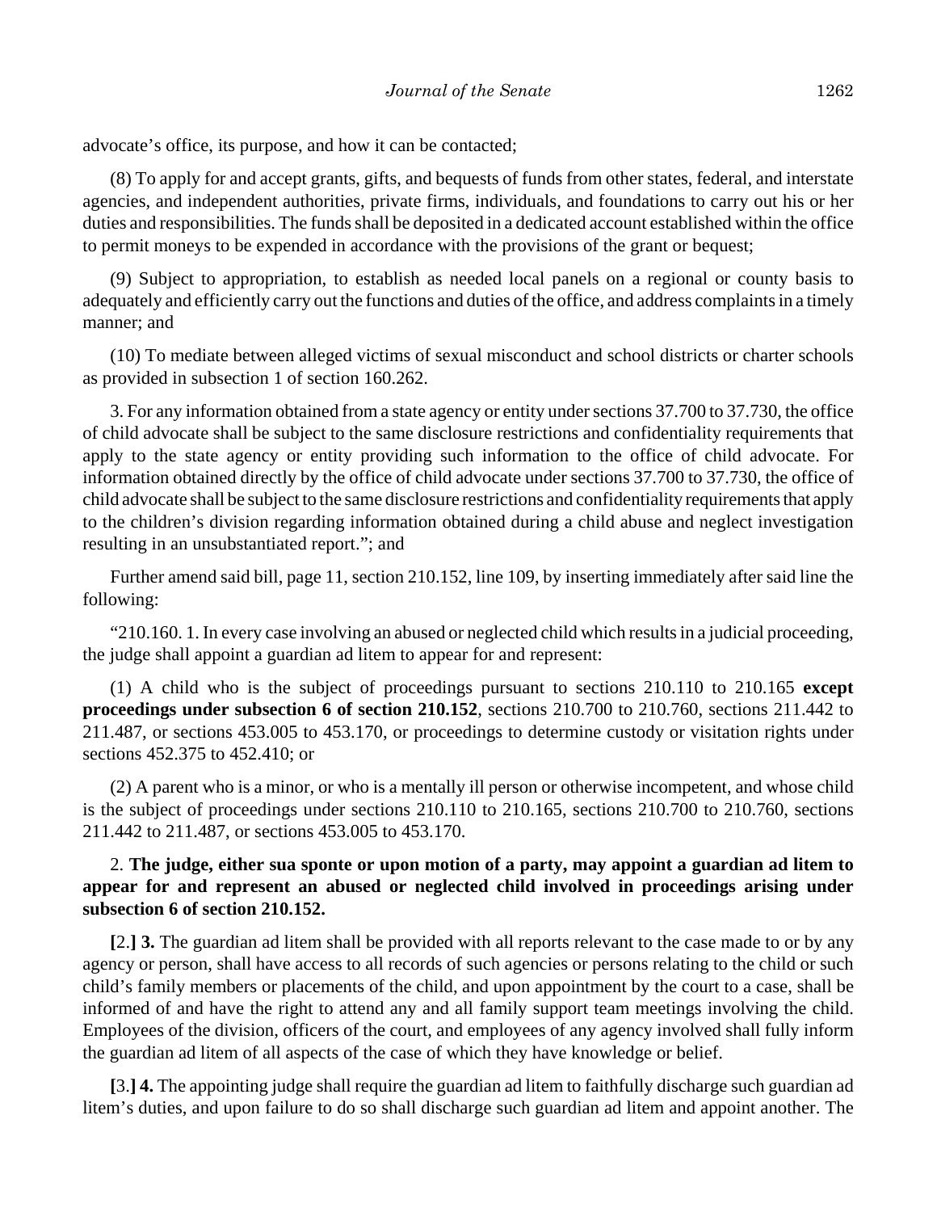advocate's office, its purpose, and how it can be contacted;

(8) To apply for and accept grants, gifts, and bequests of funds from other states, federal, and interstate agencies, and independent authorities, private firms, individuals, and foundations to carry out his or her duties and responsibilities. The funds shall be deposited in a dedicated account established within the office to permit moneys to be expended in accordance with the provisions of the grant or bequest;

(9) Subject to appropriation, to establish as needed local panels on a regional or county basis to adequately and efficiently carry out the functions and duties of the office, and address complaints in a timely manner; and

(10) To mediate between alleged victims of sexual misconduct and school districts or charter schools as provided in subsection 1 of section 160.262.

3. For any information obtained from a state agency or entity under sections 37.700 to 37.730, the office of child advocate shall be subject to the same disclosure restrictions and confidentiality requirements that apply to the state agency or entity providing such information to the office of child advocate. For information obtained directly by the office of child advocate under sections 37.700 to 37.730, the office of child advocate shall be subject to the same disclosure restrictions and confidentiality requirements that apply to the children's division regarding information obtained during a child abuse and neglect investigation resulting in an unsubstantiated report."; and

Further amend said bill, page 11, section 210.152, line 109, by inserting immediately after said line the following:

"210.160. 1. In every case involving an abused or neglected child which results in a judicial proceeding, the judge shall appoint a guardian ad litem to appear for and represent:

(1) A child who is the subject of proceedings pursuant to sections 210.110 to 210.165 **except proceedings under subsection 6 of section 210.152**, sections 210.700 to 210.760, sections 211.442 to 211.487, or sections 453.005 to 453.170, or proceedings to determine custody or visitation rights under sections 452.375 to 452.410; or

(2) A parent who is a minor, or who is a mentally ill person or otherwise incompetent, and whose child is the subject of proceedings under sections 210.110 to 210.165, sections 210.700 to 210.760, sections 211.442 to 211.487, or sections 453.005 to 453.170.

2. **The judge, either sua sponte or upon motion of a party, may appoint a guardian ad litem to appear for and represent an abused or neglected child involved in proceedings arising under subsection 6 of section 210.152.**

**[**2.**] 3.** The guardian ad litem shall be provided with all reports relevant to the case made to or by any agency or person, shall have access to all records of such agencies or persons relating to the child or such child's family members or placements of the child, and upon appointment by the court to a case, shall be informed of and have the right to attend any and all family support team meetings involving the child. Employees of the division, officers of the court, and employees of any agency involved shall fully inform the guardian ad litem of all aspects of the case of which they have knowledge or belief.

**[**3.**] 4.** The appointing judge shall require the guardian ad litem to faithfully discharge such guardian ad litem's duties, and upon failure to do so shall discharge such guardian ad litem and appoint another. The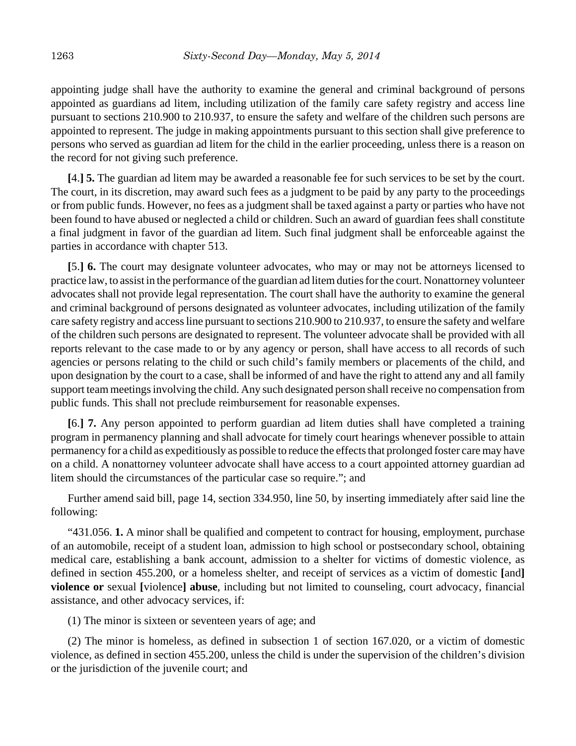appointing judge shall have the authority to examine the general and criminal background of persons appointed as guardians ad litem, including utilization of the family care safety registry and access line pursuant to sections 210.900 to 210.937, to ensure the safety and welfare of the children such persons are appointed to represent. The judge in making appointments pursuant to this section shall give preference to persons who served as guardian ad litem for the child in the earlier proceeding, unless there is a reason on the record for not giving such preference.

**[**4.**] 5.** The guardian ad litem may be awarded a reasonable fee for such services to be set by the court. The court, in its discretion, may award such fees as a judgment to be paid by any party to the proceedings or from public funds. However, no fees as a judgment shall be taxed against a party or parties who have not been found to have abused or neglected a child or children. Such an award of guardian fees shall constitute a final judgment in favor of the guardian ad litem. Such final judgment shall be enforceable against the parties in accordance with chapter 513.

**[**5.**] 6.** The court may designate volunteer advocates, who may or may not be attorneys licensed to practice law, to assist in the performance of the guardian ad litem duties for the court. Nonattorney volunteer advocates shall not provide legal representation. The court shall have the authority to examine the general and criminal background of persons designated as volunteer advocates, including utilization of the family care safety registry and access line pursuant to sections 210.900 to 210.937, to ensure the safety and welfare of the children such persons are designated to represent. The volunteer advocate shall be provided with all reports relevant to the case made to or by any agency or person, shall have access to all records of such agencies or persons relating to the child or such child's family members or placements of the child, and upon designation by the court to a case, shall be informed of and have the right to attend any and all family support team meetings involving the child. Any such designated person shall receive no compensation from public funds. This shall not preclude reimbursement for reasonable expenses.

**[**6.**] 7.** Any person appointed to perform guardian ad litem duties shall have completed a training program in permanency planning and shall advocate for timely court hearings whenever possible to attain permanency for a child as expeditiously as possible to reduce the effects that prolonged foster care may have on a child. A nonattorney volunteer advocate shall have access to a court appointed attorney guardian ad litem should the circumstances of the particular case so require."; and

Further amend said bill, page 14, section 334.950, line 50, by inserting immediately after said line the following:

"431.056. **1.** A minor shall be qualified and competent to contract for housing, employment, purchase of an automobile, receipt of a student loan, admission to high school or postsecondary school, obtaining medical care, establishing a bank account, admission to a shelter for victims of domestic violence, as defined in section 455.200, or a homeless shelter, and receipt of services as a victim of domestic **[**and**] violence or** sexual **[**violence**] abuse**, including but not limited to counseling, court advocacy, financial assistance, and other advocacy services, if:

(1) The minor is sixteen or seventeen years of age; and

(2) The minor is homeless, as defined in subsection 1 of section 167.020, or a victim of domestic violence, as defined in section 455.200, unless the child is under the supervision of the children's division or the jurisdiction of the juvenile court; and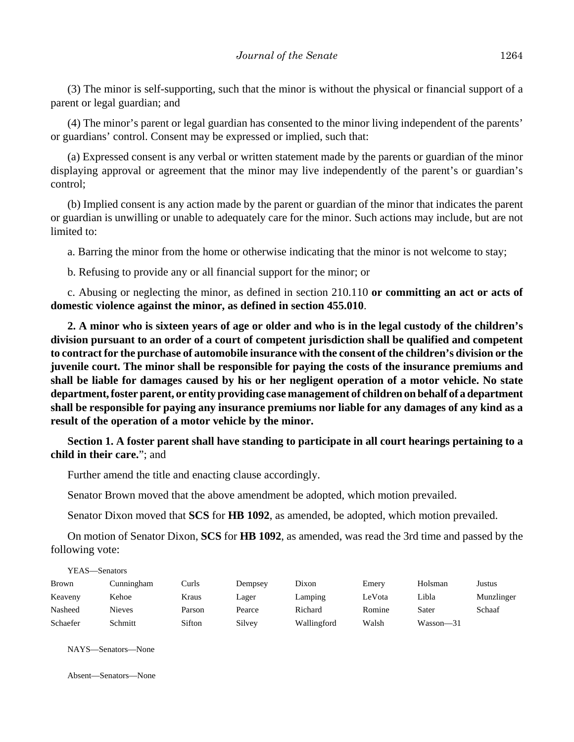(3) The minor is self-supporting, such that the minor is without the physical or financial support of a parent or legal guardian; and

(4) The minor's parent or legal guardian has consented to the minor living independent of the parents' or guardians' control. Consent may be expressed or implied, such that:

(a) Expressed consent is any verbal or written statement made by the parents or guardian of the minor displaying approval or agreement that the minor may live independently of the parent's or guardian's control;

(b) Implied consent is any action made by the parent or guardian of the minor that indicates the parent or guardian is unwilling or unable to adequately care for the minor. Such actions may include, but are not limited to:

a. Barring the minor from the home or otherwise indicating that the minor is not welcome to stay;

b. Refusing to provide any or all financial support for the minor; or

c. Abusing or neglecting the minor, as defined in section 210.110 **or committing an act or acts of domestic violence against the minor, as defined in section 455.010**.

**2. A minor who is sixteen years of age or older and who is in the legal custody of the children's division pursuant to an order of a court of competent jurisdiction shall be qualified and competent to contract for the purchase of automobile insurance with the consent of the children's division or the juvenile court. The minor shall be responsible for paying the costs of the insurance premiums and shall be liable for damages caused by his or her negligent operation of a motor vehicle. No state department, foster parent, or entity providing case management of children on behalf of a department shall be responsible for paying any insurance premiums nor liable for any damages of any kind as a result of the operation of a motor vehicle by the minor.**

**Section 1. A foster parent shall have standing to participate in all court hearings pertaining to a child in their care.**"; and

Further amend the title and enacting clause accordingly.

Senator Brown moved that the above amendment be adopted, which motion prevailed.

Senator Dixon moved that **SCS** for **HB 1092**, as amended, be adopted, which motion prevailed.

On motion of Senator Dixon, **SCS** for **HB 1092**, as amended, was read the 3rd time and passed by the following vote:

YEAS—Senators

| | | | | | | | |
|---|---|---|---|---|---|---|---|
| Brown | Cunningham | Curls | Dempsey | Dixon | Emery | Holsman | Justus |
| Keaveny | Kehoe | Kraus | Lager | Lamping | LeVota | Libla | Munzlinger |
| Nasheed | Nieves | Parson | Pearce | Richard | Romine | Sater | Schaaf |
| Schaefer | Schmitt | Sifton | Silvey | Wallingford | Walsh | Wasson—31 | |

NAYS—Senators—None

Absent—Senators—None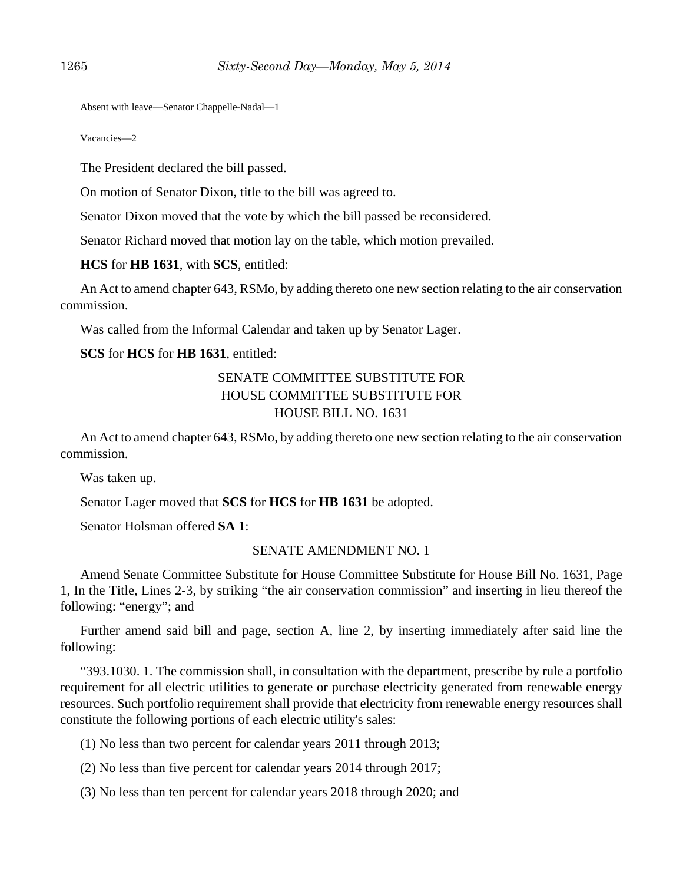Absent with leave—Senator Chappelle-Nadal—1

Vacancies—2

The President declared the bill passed.

On motion of Senator Dixon, title to the bill was agreed to.

Senator Dixon moved that the vote by which the bill passed be reconsidered.

Senator Richard moved that motion lay on the table, which motion prevailed.

**HCS** for **HB 1631**, with **SCS**, entitled:

An Act to amend chapter 643, RSMo, by adding thereto one new section relating to the air conservation commission.

Was called from the Informal Calendar and taken up by Senator Lager.

**SCS** for **HCS** for **HB 1631**, entitled:

SENATE COMMITTEE SUBSTITUTE FOR
HOUSE COMMITTEE SUBSTITUTE FOR
HOUSE BILL NO. 1631

An Act to amend chapter 643, RSMo, by adding thereto one new section relating to the air conservation commission.

Was taken up.

Senator Lager moved that **SCS** for **HCS** for **HB 1631** be adopted.

Senator Holsman offered **SA 1**:

SENATE AMENDMENT NO. 1

Amend Senate Committee Substitute for House Committee Substitute for House Bill No. 1631, Page 1, In the Title, Lines 2-3, by striking "the air conservation commission" and inserting in lieu thereof the following: "energy"; and

Further amend said bill and page, section A, line 2, by inserting immediately after said line the following:

"393.1030. 1. The commission shall, in consultation with the department, prescribe by rule a portfolio requirement for all electric utilities to generate or purchase electricity generated from renewable energy resources. Such portfolio requirement shall provide that electricity from renewable energy resources shall constitute the following portions of each electric utility's sales:

(1) No less than two percent for calendar years 2011 through 2013;

(2) No less than five percent for calendar years 2014 through 2017;

(3) No less than ten percent for calendar years 2018 through 2020; and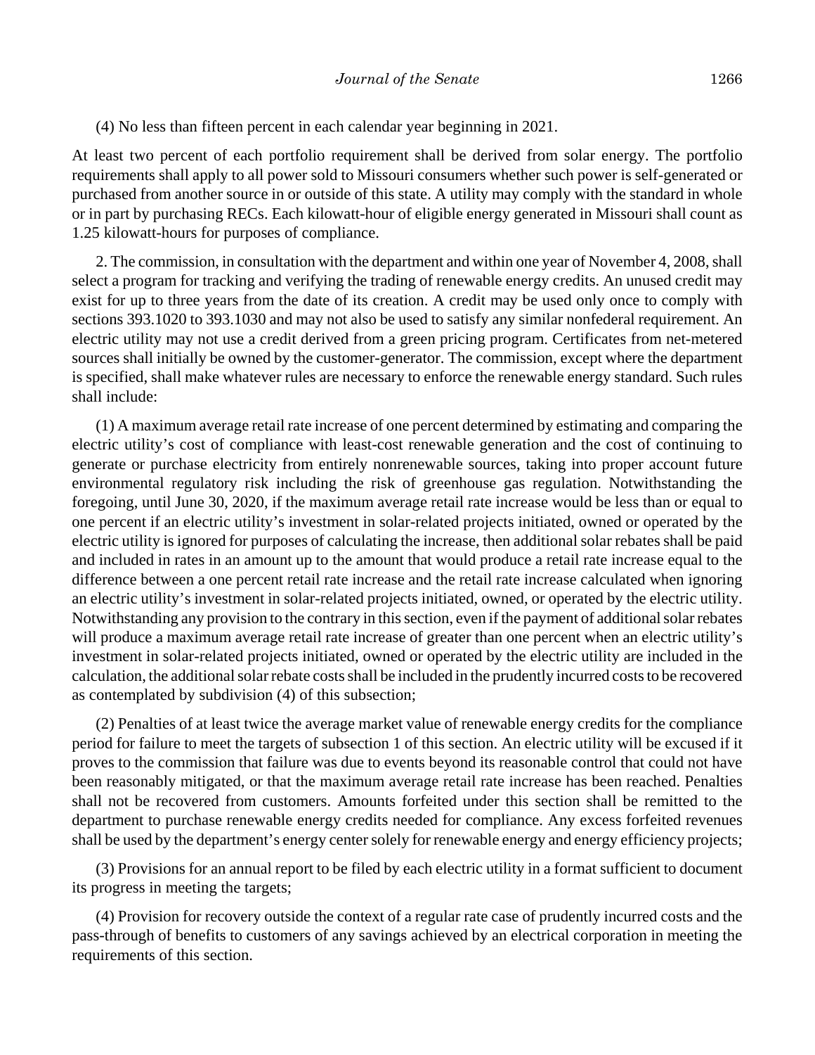(4) No less than fifteen percent in each calendar year beginning in 2021.

At least two percent of each portfolio requirement shall be derived from solar energy. The portfolio requirements shall apply to all power sold to Missouri consumers whether such power is self-generated or purchased from another source in or outside of this state. A utility may comply with the standard in whole or in part by purchasing RECs. Each kilowatt-hour of eligible energy generated in Missouri shall count as 1.25 kilowatt-hours for purposes of compliance.

2. The commission, in consultation with the department and within one year of November 4, 2008, shall select a program for tracking and verifying the trading of renewable energy credits. An unused credit may exist for up to three years from the date of its creation. A credit may be used only once to comply with sections 393.1020 to 393.1030 and may not also be used to satisfy any similar nonfederal requirement. An electric utility may not use a credit derived from a green pricing program. Certificates from net-metered sources shall initially be owned by the customer-generator. The commission, except where the department is specified, shall make whatever rules are necessary to enforce the renewable energy standard. Such rules shall include:

(1) A maximum average retail rate increase of one percent determined by estimating and comparing the electric utility's cost of compliance with least-cost renewable generation and the cost of continuing to generate or purchase electricity from entirely nonrenewable sources, taking into proper account future environmental regulatory risk including the risk of greenhouse gas regulation. Notwithstanding the foregoing, until June 30, 2020, if the maximum average retail rate increase would be less than or equal to one percent if an electric utility's investment in solar-related projects initiated, owned or operated by the electric utility is ignored for purposes of calculating the increase, then additional solar rebates shall be paid and included in rates in an amount up to the amount that would produce a retail rate increase equal to the difference between a one percent retail rate increase and the retail rate increase calculated when ignoring an electric utility's investment in solar-related projects initiated, owned, or operated by the electric utility. Notwithstanding any provision to the contrary in this section, even if the payment of additional solar rebates will produce a maximum average retail rate increase of greater than one percent when an electric utility's investment in solar-related projects initiated, owned or operated by the electric utility are included in the calculation, the additional solar rebate costs shall be included in the prudently incurred costs to be recovered as contemplated by subdivision (4) of this subsection;

(2) Penalties of at least twice the average market value of renewable energy credits for the compliance period for failure to meet the targets of subsection 1 of this section. An electric utility will be excused if it proves to the commission that failure was due to events beyond its reasonable control that could not have been reasonably mitigated, or that the maximum average retail rate increase has been reached. Penalties shall not be recovered from customers. Amounts forfeited under this section shall be remitted to the department to purchase renewable energy credits needed for compliance. Any excess forfeited revenues shall be used by the department's energy center solely for renewable energy and energy efficiency projects;

(3) Provisions for an annual report to be filed by each electric utility in a format sufficient to document its progress in meeting the targets;

(4) Provision for recovery outside the context of a regular rate case of prudently incurred costs and the pass-through of benefits to customers of any savings achieved by an electrical corporation in meeting the requirements of this section.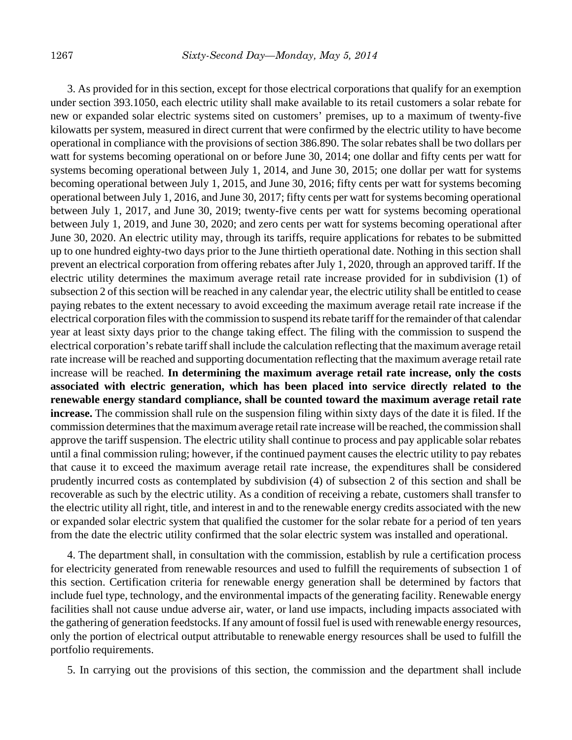3. As provided for in this section, except for those electrical corporations that qualify for an exemption under section 393.1050, each electric utility shall make available to its retail customers a solar rebate for new or expanded solar electric systems sited on customers' premises, up to a maximum of twenty-five kilowatts per system, measured in direct current that were confirmed by the electric utility to have become operational in compliance with the provisions of section 386.890. The solar rebates shall be two dollars per watt for systems becoming operational on or before June 30, 2014; one dollar and fifty cents per watt for systems becoming operational between July 1, 2014, and June 30, 2015; one dollar per watt for systems becoming operational between July 1, 2015, and June 30, 2016; fifty cents per watt for systems becoming operational between July 1, 2016, and June 30, 2017; fifty cents per watt for systems becoming operational between July 1, 2017, and June 30, 2019; twenty-five cents per watt for systems becoming operational between July 1, 2019, and June 30, 2020; and zero cents per watt for systems becoming operational after June 30, 2020. An electric utility may, through its tariffs, require applications for rebates to be submitted up to one hundred eighty-two days prior to the June thirtieth operational date. Nothing in this section shall prevent an electrical corporation from offering rebates after July 1, 2020, through an approved tariff. If the electric utility determines the maximum average retail rate increase provided for in subdivision (1) of subsection 2 of this section will be reached in any calendar year, the electric utility shall be entitled to cease paying rebates to the extent necessary to avoid exceeding the maximum average retail rate increase if the electrical corporation files with the commission to suspend its rebate tariff for the remainder of that calendar year at least sixty days prior to the change taking effect. The filing with the commission to suspend the electrical corporation's rebate tariff shall include the calculation reflecting that the maximum average retail rate increase will be reached and supporting documentation reflecting that the maximum average retail rate increase will be reached. **In determining the maximum average retail rate increase, only the costs associated with electric generation, which has been placed into service directly related to the renewable energy standard compliance, shall be counted toward the maximum average retail rate increase.** The commission shall rule on the suspension filing within sixty days of the date it is filed. If the commission determines that the maximum average retail rate increase will be reached, the commission shall approve the tariff suspension. The electric utility shall continue to process and pay applicable solar rebates until a final commission ruling; however, if the continued payment causes the electric utility to pay rebates that cause it to exceed the maximum average retail rate increase, the expenditures shall be considered prudently incurred costs as contemplated by subdivision (4) of subsection 2 of this section and shall be recoverable as such by the electric utility. As a condition of receiving a rebate, customers shall transfer to the electric utility all right, title, and interest in and to the renewable energy credits associated with the new or expanded solar electric system that qualified the customer for the solar rebate for a period of ten years from the date the electric utility confirmed that the solar electric system was installed and operational.

4. The department shall, in consultation with the commission, establish by rule a certification process for electricity generated from renewable resources and used to fulfill the requirements of subsection 1 of this section. Certification criteria for renewable energy generation shall be determined by factors that include fuel type, technology, and the environmental impacts of the generating facility. Renewable energy facilities shall not cause undue adverse air, water, or land use impacts, including impacts associated with the gathering of generation feedstocks. If any amount of fossil fuel is used with renewable energy resources, only the portion of electrical output attributable to renewable energy resources shall be used to fulfill the portfolio requirements.

5. In carrying out the provisions of this section, the commission and the department shall include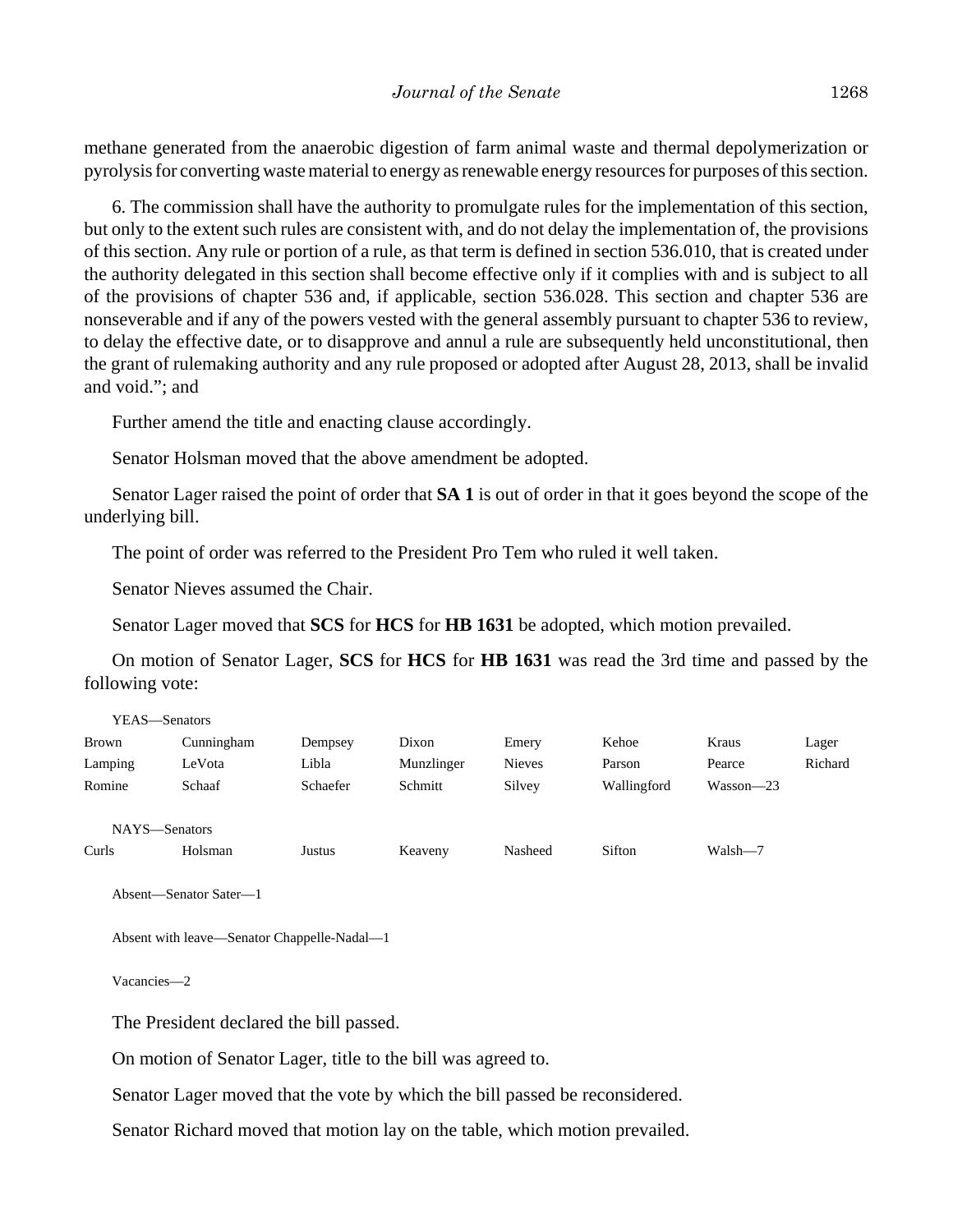methane generated from the anaerobic digestion of farm animal waste and thermal depolymerization or pyrolysis for converting waste material to energy as renewable energy resources for purposes of this section.

6. The commission shall have the authority to promulgate rules for the implementation of this section, but only to the extent such rules are consistent with, and do not delay the implementation of, the provisions of this section. Any rule or portion of a rule, as that term is defined in section 536.010, that is created under the authority delegated in this section shall become effective only if it complies with and is subject to all of the provisions of chapter 536 and, if applicable, section 536.028. This section and chapter 536 are nonseverable and if any of the powers vested with the general assembly pursuant to chapter 536 to review, to delay the effective date, or to disapprove and annul a rule are subsequently held unconstitutional, then the grant of rulemaking authority and any rule proposed or adopted after August 28, 2013, shall be invalid and void."; and

Further amend the title and enacting clause accordingly.

Senator Holsman moved that the above amendment be adopted.

Senator Lager raised the point of order that **SA 1** is out of order in that it goes beyond the scope of the underlying bill.

The point of order was referred to the President Pro Tem who ruled it well taken.

Senator Nieves assumed the Chair.

Senator Lager moved that **SCS** for **HCS** for **HB 1631** be adopted, which motion prevailed.

On motion of Senator Lager, **SCS** for **HCS** for **HB 1631** was read the 3rd time and passed by the following vote:

YEAS—Senators

| | | | | | | | |
|---|---|---|---|---|---|---|---|
| Brown | Cunningham | Dempsey | Dixon | Emery | Kehoe | Kraus | Lager |
| Lamping | LeVota | Libla | Munzlinger | Nieves | Parson | Pearce | Richard |
| Romine | Schaaf | Schaefer | Schmitt | Silvey | Wallingford | Wasson—23 | |

NAYS—Senators

| | | | | | | |
|---|---|---|---|---|---|---|
| Curls | Holsman | Justus | Keaveny | Nasheed | Sifton | Walsh—7 |

Absent—Senator Sater—1

Absent with leave—Senator Chappelle-Nadal—1

Vacancies—2

The President declared the bill passed.

On motion of Senator Lager, title to the bill was agreed to.

Senator Lager moved that the vote by which the bill passed be reconsidered.

Senator Richard moved that motion lay on the table, which motion prevailed.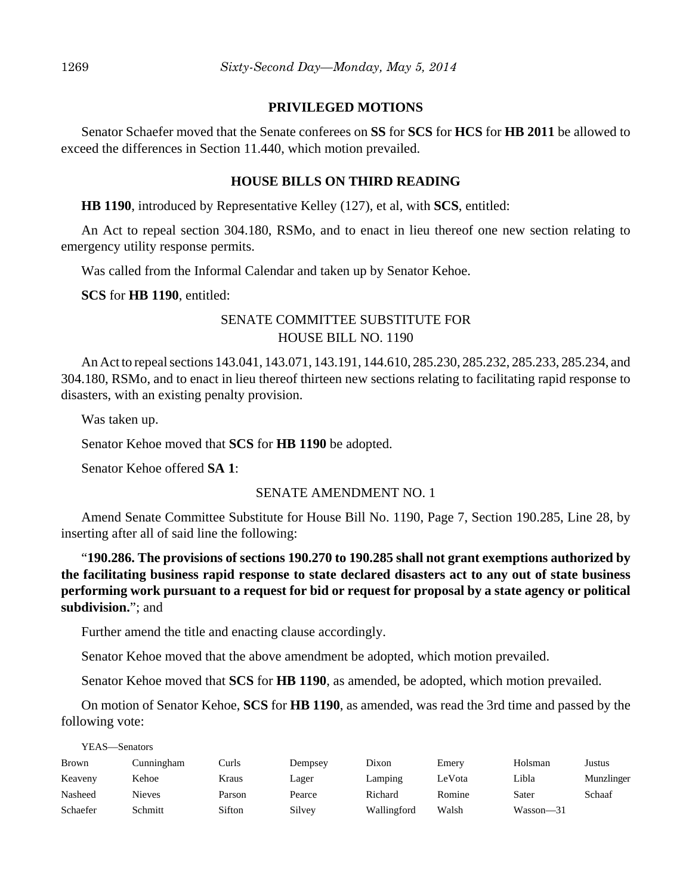## PRIVILEGED MOTIONS

Senator Schaefer moved that the Senate conferees on **SS** for **SCS** for **HCS** for **HB 2011** be allowed to exceed the differences in Section 11.440, which motion prevailed.

## HOUSE BILLS ON THIRD READING

**HB 1190**, introduced by Representative Kelley (127), et al, with **SCS**, entitled:

An Act to repeal section 304.180, RSMo, and to enact in lieu thereof one new section relating to emergency utility response permits.

Was called from the Informal Calendar and taken up by Senator Kehoe.

**SCS** for **HB 1190**, entitled:

SENATE COMMITTEE SUBSTITUTE FOR
HOUSE BILL NO. 1190

An Act to repeal sections 143.041, 143.071, 143.191, 144.610, 285.230, 285.232, 285.233, 285.234, and 304.180, RSMo, and to enact in lieu thereof thirteen new sections relating to facilitating rapid response to disasters, with an existing penalty provision.

Was taken up.

Senator Kehoe moved that **SCS** for **HB 1190** be adopted.

Senator Kehoe offered **SA 1**:

SENATE AMENDMENT NO. 1

Amend Senate Committee Substitute for House Bill No. 1190, Page 7, Section 190.285, Line 28, by inserting after all of said line the following:

"**190.286. The provisions of sections 190.270 to 190.285 shall not grant exemptions authorized by the facilitating business rapid response to state declared disasters act to any out of state business performing work pursuant to a request for bid or request for proposal by a state agency or political subdivision.**"; and

Further amend the title and enacting clause accordingly.

Senator Kehoe moved that the above amendment be adopted, which motion prevailed.

Senator Kehoe moved that **SCS** for **HB 1190**, as amended, be adopted, which motion prevailed.

On motion of Senator Kehoe, **SCS** for **HB 1190**, as amended, was read the 3rd time and passed by the following vote:

YEAS—Senators

| | | | | | | | |
|---|---|---|---|---|---|---|---|
| Brown | Cunningham | Curls | Dempsey | Dixon | Emery | Holsman | Justus |
| Keaveny | Kehoe | Kraus | Lager | Lamping | LeVota | Libla | Munzlinger |
| Nasheed | Nieves | Parson | Pearce | Richard | Romine | Sater | Schaaf |
| Schaefer | Schmitt | Sifton | Silvey | Wallingford | Walsh | Wasson—31 | |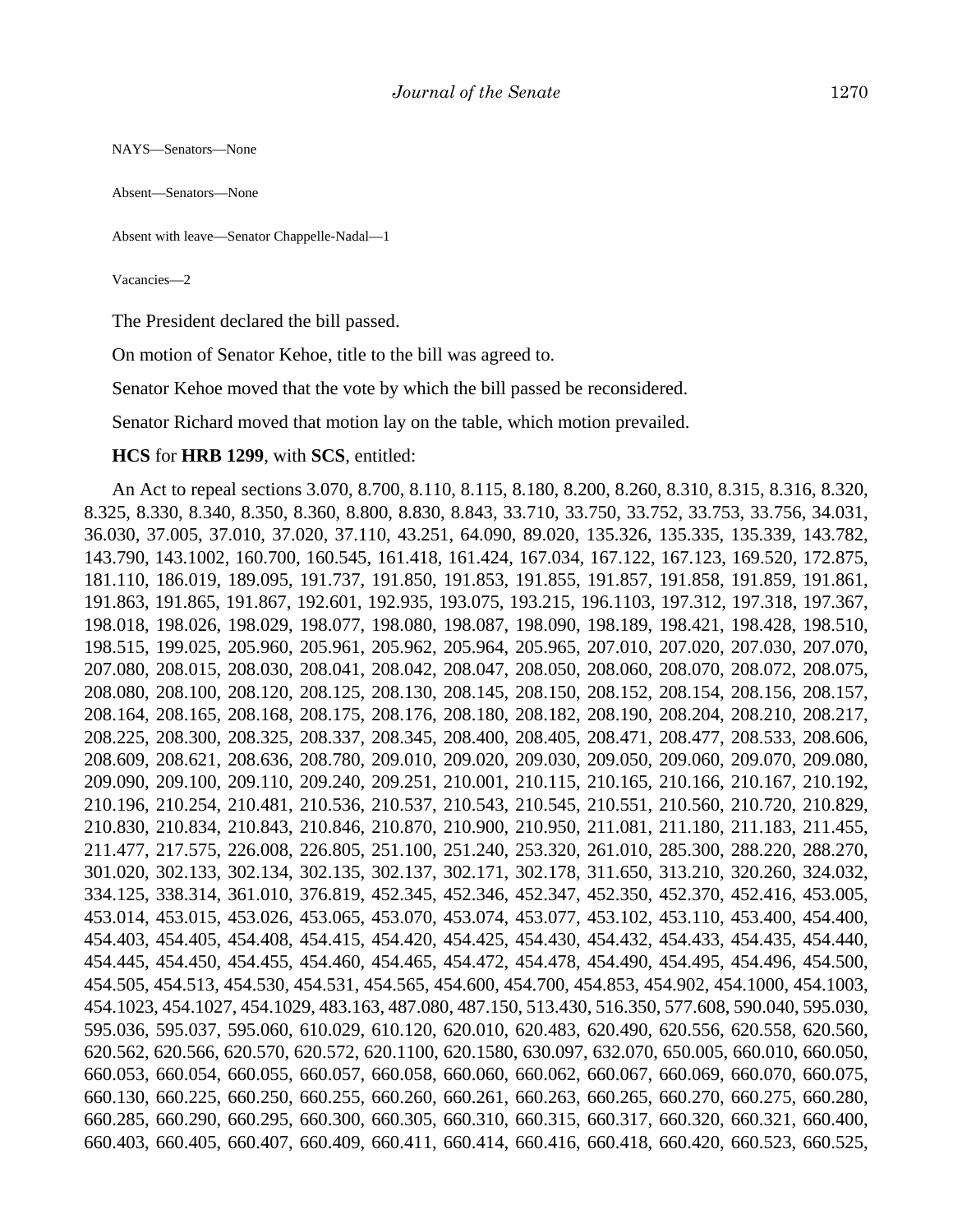NAYS—Senators—None

Absent—Senators—None

Absent with leave—Senator Chappelle-Nadal—1

Vacancies—2

The President declared the bill passed.

On motion of Senator Kehoe, title to the bill was agreed to.

Senator Kehoe moved that the vote by which the bill passed be reconsidered.

Senator Richard moved that motion lay on the table, which motion prevailed.

**HCS** for **HRB 1299**, with **SCS**, entitled:

An Act to repeal sections 3.070, 8.700, 8.110, 8.115, 8.180, 8.200, 8.260, 8.310, 8.315, 8.316, 8.320, 8.325, 8.330, 8.340, 8.350, 8.360, 8.800, 8.830, 8.843, 33.710, 33.750, 33.752, 33.753, 33.756, 34.031, 36.030, 37.005, 37.010, 37.020, 37.110, 43.251, 64.090, 89.020, 135.326, 135.335, 135.339, 143.782, 143.790, 143.1002, 160.700, 160.545, 161.418, 161.424, 167.034, 167.122, 167.123, 169.520, 172.875, 181.110, 186.019, 189.095, 191.737, 191.850, 191.853, 191.855, 191.857, 191.858, 191.859, 191.861, 191.863, 191.865, 191.867, 192.601, 192.935, 193.075, 193.215, 196.1103, 197.312, 197.318, 197.367, 198.018, 198.026, 198.029, 198.077, 198.080, 198.087, 198.090, 198.189, 198.421, 198.428, 198.510, 198.515, 199.025, 205.960, 205.961, 205.962, 205.964, 205.965, 207.010, 207.020, 207.030, 207.070, 207.080, 208.015, 208.030, 208.041, 208.042, 208.047, 208.050, 208.060, 208.070, 208.072, 208.075, 208.080, 208.100, 208.120, 208.125, 208.130, 208.145, 208.150, 208.152, 208.154, 208.156, 208.157, 208.164, 208.165, 208.168, 208.175, 208.176, 208.180, 208.182, 208.190, 208.204, 208.210, 208.217, 208.225, 208.300, 208.325, 208.337, 208.345, 208.400, 208.405, 208.471, 208.477, 208.533, 208.606, 208.609, 208.621, 208.636, 208.780, 209.010, 209.020, 209.030, 209.050, 209.060, 209.070, 209.080, 209.090, 209.100, 209.110, 209.240, 209.251, 210.001, 210.115, 210.165, 210.166, 210.167, 210.192, 210.196, 210.254, 210.481, 210.536, 210.537, 210.543, 210.545, 210.551, 210.560, 210.720, 210.829, 210.830, 210.834, 210.843, 210.846, 210.870, 210.900, 210.950, 211.081, 211.180, 211.183, 211.455, 211.477, 217.575, 226.008, 226.805, 251.100, 251.240, 253.320, 261.010, 285.300, 288.220, 288.270, 301.020, 302.133, 302.134, 302.135, 302.137, 302.171, 302.178, 311.650, 313.210, 320.260, 324.032, 334.125, 338.314, 361.010, 376.819, 452.345, 452.346, 452.347, 452.350, 452.370, 452.416, 453.005, 453.014, 453.015, 453.026, 453.065, 453.070, 453.074, 453.077, 453.102, 453.110, 453.400, 454.400, 454.403, 454.405, 454.408, 454.415, 454.420, 454.425, 454.430, 454.432, 454.433, 454.435, 454.440, 454.445, 454.450, 454.455, 454.460, 454.465, 454.472, 454.478, 454.490, 454.495, 454.496, 454.500, 454.505, 454.513, 454.530, 454.531, 454.565, 454.600, 454.700, 454.853, 454.902, 454.1000, 454.1003, 454.1023, 454.1027, 454.1029, 483.163, 487.080, 487.150, 513.430, 516.350, 577.608, 590.040, 595.030, 595.036, 595.037, 595.060, 610.029, 610.120, 620.010, 620.483, 620.490, 620.556, 620.558, 620.560, 620.562, 620.566, 620.570, 620.572, 620.1100, 620.1580, 630.097, 632.070, 650.005, 660.010, 660.050, 660.053, 660.054, 660.055, 660.057, 660.058, 660.060, 660.062, 660.067, 660.069, 660.070, 660.075, 660.130, 660.225, 660.250, 660.255, 660.260, 660.261, 660.263, 660.265, 660.270, 660.275, 660.280, 660.285, 660.290, 660.295, 660.300, 660.305, 660.310, 660.315, 660.317, 660.320, 660.321, 660.400, 660.403, 660.405, 660.407, 660.409, 660.411, 660.414, 660.416, 660.418, 660.420, 660.523, 660.525,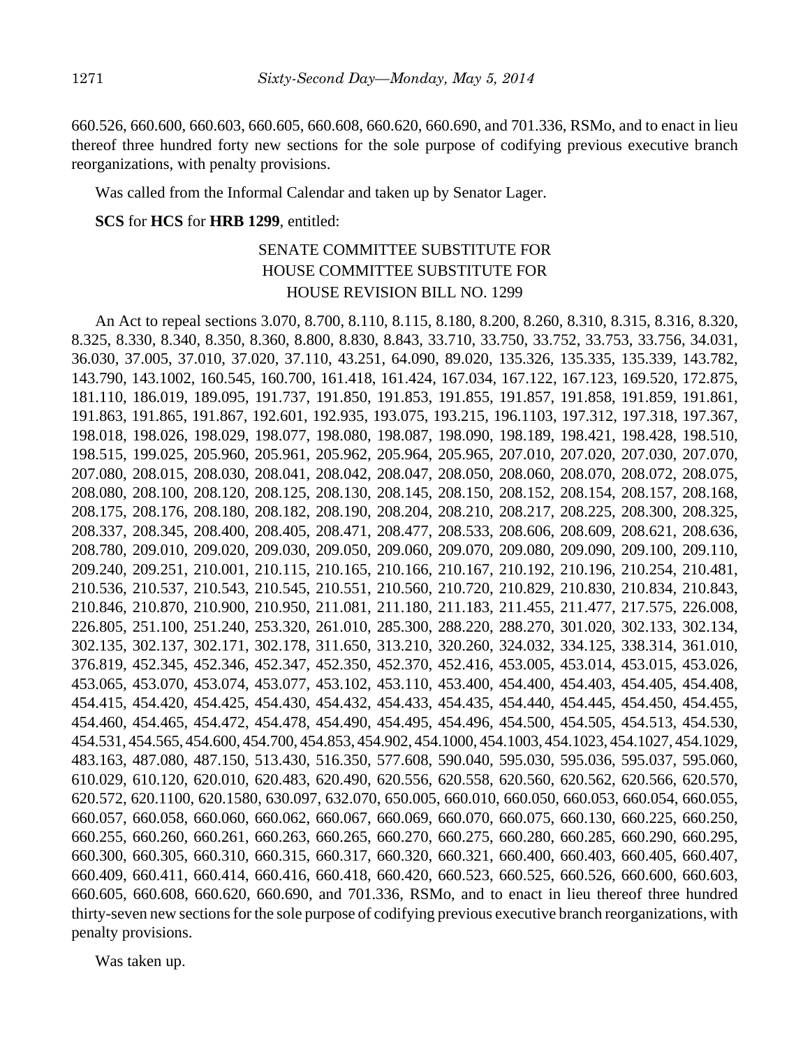660.526, 660.600, 660.603, 660.605, 660.608, 660.620, 660.690, and 701.336, RSMo, and to enact in lieu thereof three hundred forty new sections for the sole purpose of codifying previous executive branch reorganizations, with penalty provisions.

Was called from the Informal Calendar and taken up by Senator Lager.

**SCS** for **HCS** for **HRB 1299**, entitled:

SENATE COMMITTEE SUBSTITUTE FOR
HOUSE COMMITTEE SUBSTITUTE FOR
HOUSE REVISION BILL NO. 1299

An Act to repeal sections 3.070, 8.700, 8.110, 8.115, 8.180, 8.200, 8.260, 8.310, 8.315, 8.316, 8.320, 8.325, 8.330, 8.340, 8.350, 8.360, 8.800, 8.830, 8.843, 33.710, 33.750, 33.752, 33.753, 33.756, 34.031, 36.030, 37.005, 37.010, 37.020, 37.110, 43.251, 64.090, 89.020, 135.326, 135.335, 135.339, 143.782, 143.790, 143.1002, 160.545, 160.700, 161.418, 161.424, 167.034, 167.122, 167.123, 169.520, 172.875, 181.110, 186.019, 189.095, 191.737, 191.850, 191.853, 191.855, 191.857, 191.858, 191.859, 191.861, 191.863, 191.865, 191.867, 192.601, 192.935, 193.075, 193.215, 196.1103, 197.312, 197.318, 197.367, 198.018, 198.026, 198.029, 198.077, 198.080, 198.087, 198.090, 198.189, 198.421, 198.428, 198.510, 198.515, 199.025, 205.960, 205.961, 205.962, 205.964, 205.965, 207.010, 207.020, 207.030, 207.070, 207.080, 208.015, 208.030, 208.041, 208.042, 208.047, 208.050, 208.060, 208.070, 208.072, 208.075, 208.080, 208.100, 208.120, 208.125, 208.130, 208.145, 208.150, 208.152, 208.154, 208.157, 208.168, 208.175, 208.176, 208.180, 208.182, 208.190, 208.204, 208.210, 208.217, 208.225, 208.300, 208.325, 208.337, 208.345, 208.400, 208.405, 208.471, 208.477, 208.533, 208.606, 208.609, 208.621, 208.636, 208.780, 209.010, 209.020, 209.030, 209.050, 209.060, 209.070, 209.080, 209.090, 209.100, 209.110, 209.240, 209.251, 210.001, 210.115, 210.165, 210.166, 210.167, 210.192, 210.196, 210.254, 210.481, 210.536, 210.537, 210.543, 210.545, 210.551, 210.560, 210.720, 210.829, 210.830, 210.834, 210.843, 210.846, 210.870, 210.900, 210.950, 211.081, 211.180, 211.183, 211.455, 211.477, 217.575, 226.008, 226.805, 251.100, 251.240, 253.320, 261.010, 285.300, 288.220, 288.270, 301.020, 302.133, 302.134, 302.135, 302.137, 302.171, 302.178, 311.650, 313.210, 320.260, 324.032, 334.125, 338.314, 361.010, 376.819, 452.345, 452.346, 452.347, 452.350, 452.370, 452.416, 453.005, 453.014, 453.015, 453.026, 453.065, 453.070, 453.074, 453.077, 453.102, 453.110, 453.400, 454.400, 454.403, 454.405, 454.408, 454.415, 454.420, 454.425, 454.430, 454.432, 454.433, 454.435, 454.440, 454.445, 454.450, 454.455, 454.460, 454.465, 454.472, 454.478, 454.490, 454.495, 454.496, 454.500, 454.505, 454.513, 454.530, 454.531, 454.565, 454.600, 454.700, 454.853, 454.902, 454.1000, 454.1003, 454.1023, 454.1027, 454.1029, 483.163, 487.080, 487.150, 513.430, 516.350, 577.608, 590.040, 595.030, 595.036, 595.037, 595.060, 610.029, 610.120, 620.010, 620.483, 620.490, 620.556, 620.558, 620.560, 620.562, 620.566, 620.570, 620.572, 620.1100, 620.1580, 630.097, 632.070, 650.005, 660.010, 660.050, 660.053, 660.054, 660.055, 660.057, 660.058, 660.060, 660.062, 660.067, 660.069, 660.070, 660.075, 660.130, 660.225, 660.250, 660.255, 660.260, 660.261, 660.263, 660.265, 660.270, 660.275, 660.280, 660.285, 660.290, 660.295, 660.300, 660.305, 660.310, 660.315, 660.317, 660.320, 660.321, 660.400, 660.403, 660.405, 660.407, 660.409, 660.411, 660.414, 660.416, 660.418, 660.420, 660.523, 660.525, 660.526, 660.600, 660.603, 660.605, 660.608, 660.620, 660.690, and 701.336, RSMo, and to enact in lieu thereof three hundred thirty-seven new sections for the sole purpose of codifying previous executive branch reorganizations, with penalty provisions.

Was taken up.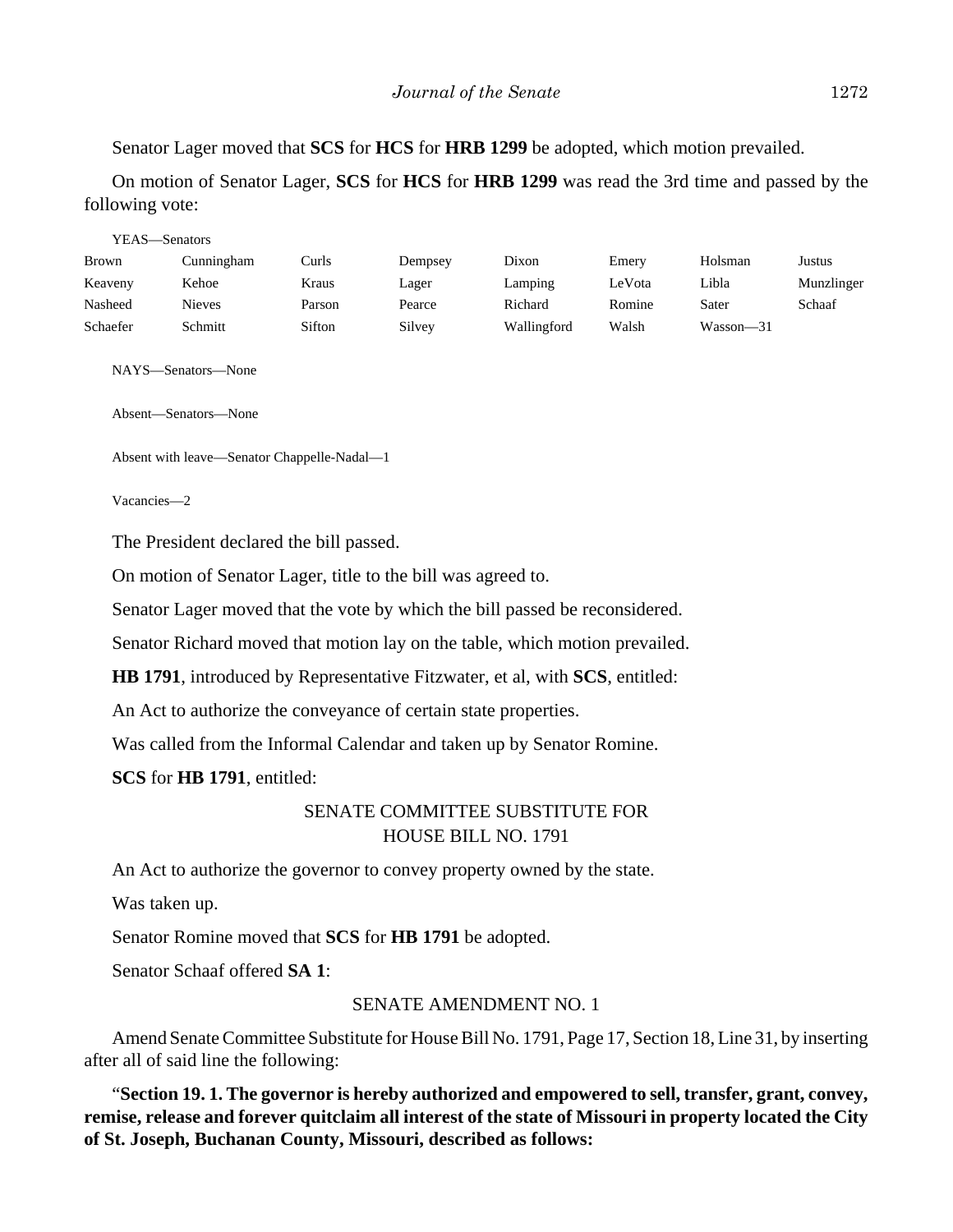Senator Lager moved that **SCS** for **HCS** for **HRB 1299** be adopted, which motion prevailed.

On motion of Senator Lager, **SCS** for **HCS** for **HRB 1299** was read the 3rd time and passed by the following vote:

YEAS—Senators

| | | | | | | | |
|---|---|---|---|---|---|---|---|
| Brown | Cunningham | Curls | Dempsey | Dixon | Emery | Holsman | Justus |
| Keaveny | Kehoe | Kraus | Lager | Lamping | LeVota | Libla | Munzlinger |
| Nasheed | Nieves | Parson | Pearce | Richard | Romine | Sater | Schaaf |
| Schaefer | Schmitt | Sifton | Silvey | Wallingford | Walsh | Wasson—31 | |

NAYS—Senators—None

Absent—Senators—None

Absent with leave—Senator Chappelle-Nadal—1

Vacancies—2

The President declared the bill passed.

On motion of Senator Lager, title to the bill was agreed to.

Senator Lager moved that the vote by which the bill passed be reconsidered.

Senator Richard moved that motion lay on the table, which motion prevailed.

**HB 1791**, introduced by Representative Fitzwater, et al, with **SCS**, entitled:

An Act to authorize the conveyance of certain state properties.

Was called from the Informal Calendar and taken up by Senator Romine.

**SCS** for **HB 1791**, entitled:

SENATE COMMITTEE SUBSTITUTE FOR HOUSE BILL NO. 1791

An Act to authorize the governor to convey property owned by the state.

Was taken up.

Senator Romine moved that **SCS** for **HB 1791** be adopted.

Senator Schaaf offered **SA 1**:

SENATE AMENDMENT NO. 1

Amend Senate Committee Substitute for House Bill No. 1791, Page 17, Section 18, Line 31, by inserting after all of said line the following:

"**Section 19. 1. The governor is hereby authorized and empowered to sell, transfer, grant, convey, remise, release and forever quitclaim all interest of the state of Missouri in property located the City of St. Joseph, Buchanan County, Missouri, described as follows:**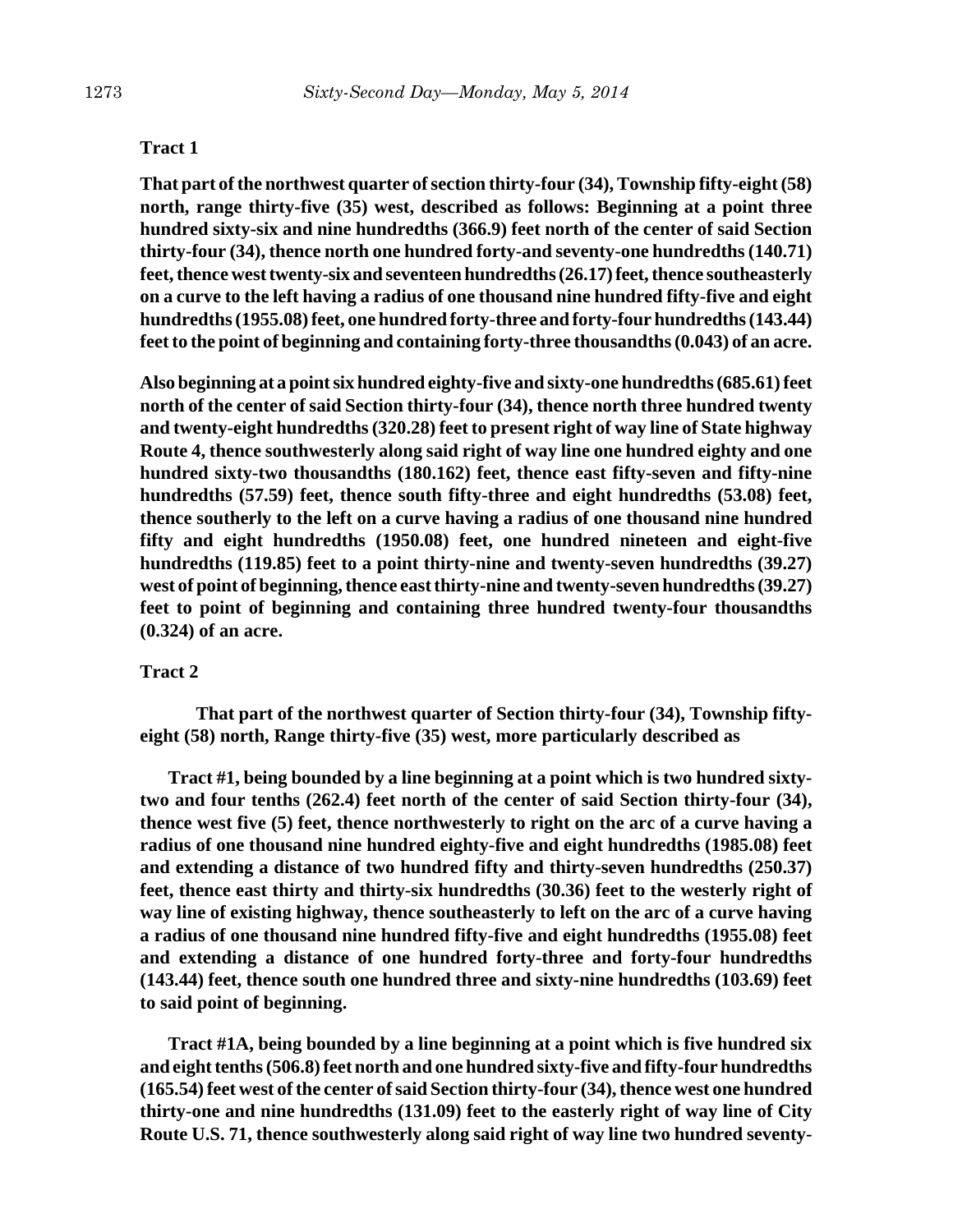**Tract 1**

**That part of the northwest quarter of section thirty-four (34), Township fifty-eight (58) north, range thirty-five (35) west, described as follows: Beginning at a point three hundred sixty-six and nine hundredths (366.9) feet north of the center of said Section thirty-four (34), thence north one hundred forty-and seventy-one hundredths (140.71) feet, thence west twenty-six and seventeen hundredths (26.17) feet, thence southeasterly on a curve to the left having a radius of one thousand nine hundred fifty-five and eight hundredths (1955.08) feet, one hundred forty-three and forty-four hundredths (143.44) feet to the point of beginning and containing forty-three thousandths (0.043) of an acre.**

**Also beginning at a point six hundred eighty-five and sixty-one hundredths (685.61) feet north of the center of said Section thirty-four (34), thence north three hundred twenty and twenty-eight hundredths (320.28) feet to present right of way line of State highway Route 4, thence southwesterly along said right of way line one hundred eighty and one hundred sixty-two thousandths (180.162) feet, thence east fifty-seven and fifty-nine hundredths (57.59) feet, thence south fifty-three and eight hundredths (53.08) feet, thence southerly to the left on a curve having a radius of one thousand nine hundred fifty and eight hundredths (1950.08) feet, one hundred nineteen and eight-five hundredths (119.85) feet to a point thirty-nine and twenty-seven hundredths (39.27) west of point of beginning, thence east thirty-nine and twenty-seven hundredths (39.27) feet to point of beginning and containing three hundred twenty-four thousandths (0.324) of an acre.**

**Tract 2**

**That part of the northwest quarter of Section thirty-four (34), Township fifty-eight (58) north, Range thirty-five (35) west, more particularly described as**

**Tract #1, being bounded by a line beginning at a point which is two hundred sixty-two and four tenths (262.4) feet north of the center of said Section thirty-four (34), thence west five (5) feet, thence northwesterly to right on the arc of a curve having a radius of one thousand nine hundred eighty-five and eight hundredths (1985.08) feet and extending a distance of two hundred fifty and thirty-seven hundredths (250.37) feet, thence east thirty and thirty-six hundredths (30.36) feet to the westerly right of way line of existing highway, thence southeasterly to left on the arc of a curve having a radius of one thousand nine hundred fifty-five and eight hundredths (1955.08) feet and extending a distance of one hundred forty-three and forty-four hundredths (143.44) feet, thence south one hundred three and sixty-nine hundredths (103.69) feet to said point of beginning.**

**Tract #1A, being bounded by a line beginning at a point which is five hundred six and eight tenths (506.8) feet north and one hundred sixty-five and fifty-four hundredths (165.54) feet west of the center of said Section thirty-four (34), thence west one hundred thirty-one and nine hundredths (131.09) feet to the easterly right of way line of City Route U.S. 71, thence southwesterly along said right of way line two hundred seventy-**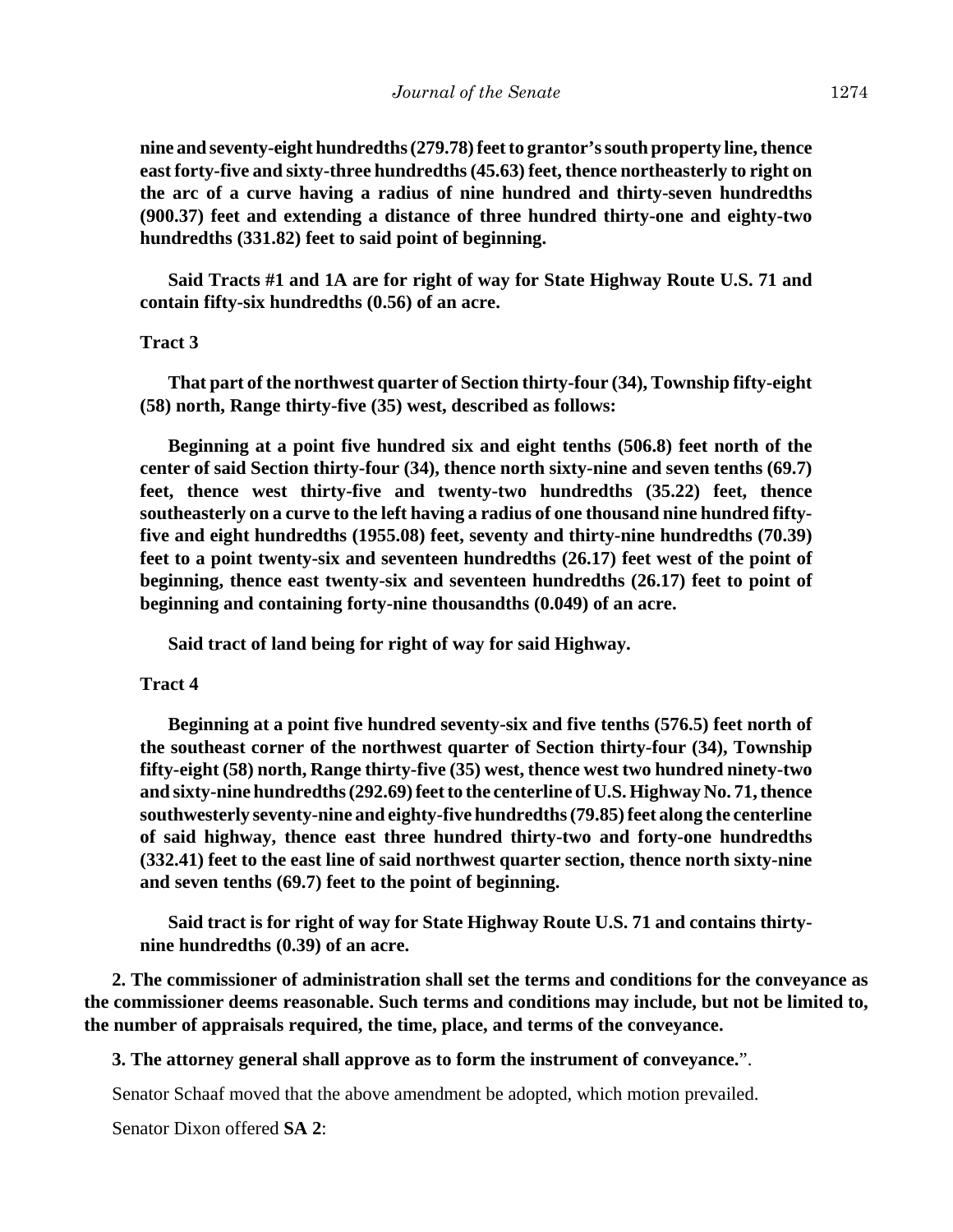**nine and seventy-eight hundredths (279.78) feet to grantor's south property line, thence east forty-five and sixty-three hundredths (45.63) feet, thence northeasterly to right on the arc of a curve having a radius of nine hundred and thirty-seven hundredths (900.37) feet and extending a distance of three hundred thirty-one and eighty-two hundredths (331.82) feet to said point of beginning.**

**Said Tracts #1 and 1A are for right of way for State Highway Route U.S. 71 and contain fifty-six hundredths (0.56) of an acre.**

**Tract 3**

**That part of the northwest quarter of Section thirty-four (34), Township fifty-eight (58) north, Range thirty-five (35) west, described as follows:**

**Beginning at a point five hundred six and eight tenths (506.8) feet north of the center of said Section thirty-four (34), thence north sixty-nine and seven tenths (69.7) feet, thence west thirty-five and twenty-two hundredths (35.22) feet, thence southeasterly on a curve to the left having a radius of one thousand nine hundred fifty-five and eight hundredths (1955.08) feet, seventy and thirty-nine hundredths (70.39) feet to a point twenty-six and seventeen hundredths (26.17) feet west of the point of beginning, thence east twenty-six and seventeen hundredths (26.17) feet to point of beginning and containing forty-nine thousandths (0.049) of an acre.**

**Said tract of land being for right of way for said Highway.**

**Tract 4**

**Beginning at a point five hundred seventy-six and five tenths (576.5) feet north of the southeast corner of the northwest quarter of Section thirty-four (34), Township fifty-eight (58) north, Range thirty-five (35) west, thence west two hundred ninety-two and sixty-nine hundredths (292.69) feet to the centerline of U.S. Highway No. 71, thence southwesterly seventy-nine and eighty-five hundredths (79.85) feet along the centerline of said highway, thence east three hundred thirty-two and forty-one hundredths (332.41) feet to the east line of said northwest quarter section, thence north sixty-nine and seven tenths (69.7) feet to the point of beginning.**

**Said tract is for right of way for State Highway Route U.S. 71 and contains thirty-nine hundredths (0.39) of an acre.**

**2. The commissioner of administration shall set the terms and conditions for the conveyance as the commissioner deems reasonable. Such terms and conditions may include, but not be limited to, the number of appraisals required, the time, place, and terms of the conveyance.**

**3. The attorney general shall approve as to form the instrument of conveyance.**".

Senator Schaaf moved that the above amendment be adopted, which motion prevailed.

Senator Dixon offered **SA 2**: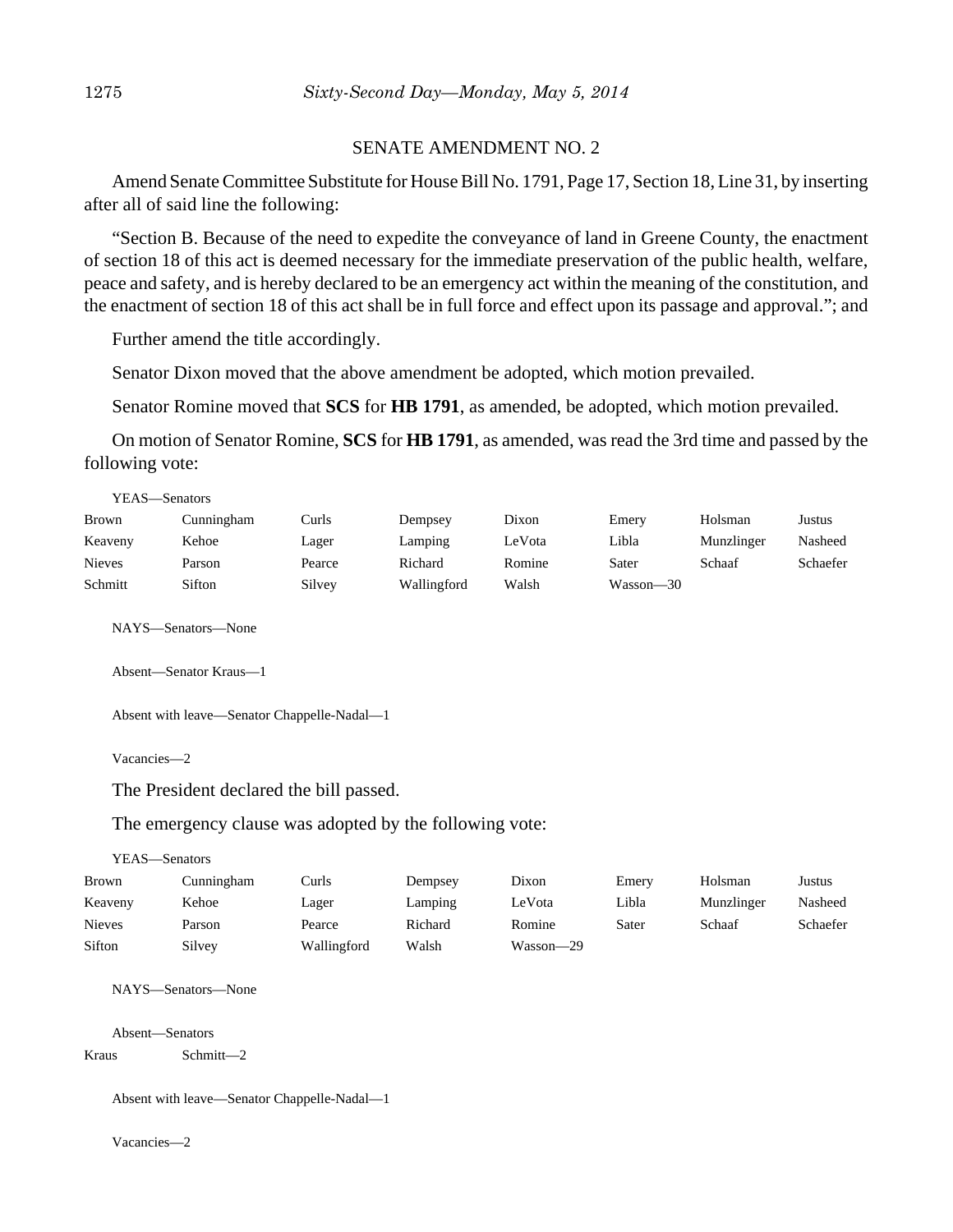SENATE AMENDMENT NO. 2

Amend Senate Committee Substitute for House Bill No. 1791, Page 17, Section 18, Line 31, by inserting after all of said line the following:

"Section B. Because of the need to expedite the conveyance of land in Greene County, the enactment of section 18 of this act is deemed necessary for the immediate preservation of the public health, welfare, peace and safety, and is hereby declared to be an emergency act within the meaning of the constitution, and the enactment of section 18 of this act shall be in full force and effect upon its passage and approval."; and

Further amend the title accordingly.

Senator Dixon moved that the above amendment be adopted, which motion prevailed.

Senator Romine moved that **SCS** for **HB 1791**, as amended, be adopted, which motion prevailed.

On motion of Senator Romine, **SCS** for **HB 1791**, as amended, was read the 3rd time and passed by the following vote:

YEAS—Senators

| | | | | | | | |
|---|---|---|---|---|---|---|---|
| Brown | Cunningham | Curls | Dempsey | Dixon | Emery | Holsman | Justus |
| Keaveny | Kehoe | Lager | Lamping | LeVota | Libla | Munzlinger | Nasheed |
| Nieves | Parson | Pearce | Richard | Romine | Sater | Schaaf | Schaefer |
| Schmitt | Sifton | Silvey | Wallingford | Walsh | Wasson—30 | | |

NAYS—Senators—None

Absent—Senator Kraus—1

Absent with leave—Senator Chappelle-Nadal—1

Vacancies—2

The President declared the bill passed.

The emergency clause was adopted by the following vote:

YEAS—Senators

| | | | | | | | |
|---|---|---|---|---|---|---|---|
| Brown | Cunningham | Curls | Dempsey | Dixon | Emery | Holsman | Justus |
| Keaveny | Kehoe | Lager | Lamping | LeVota | Libla | Munzlinger | Nasheed |
| Nieves | Parson | Pearce | Richard | Romine | Sater | Schaaf | Schaefer |
| Sifton | Silvey | Wallingford | Walsh | Wasson—29 | | | |

NAYS—Senators—None

Absent—Senators

Kraus Schmitt—2

Absent with leave—Senator Chappelle-Nadal—1

Vacancies—2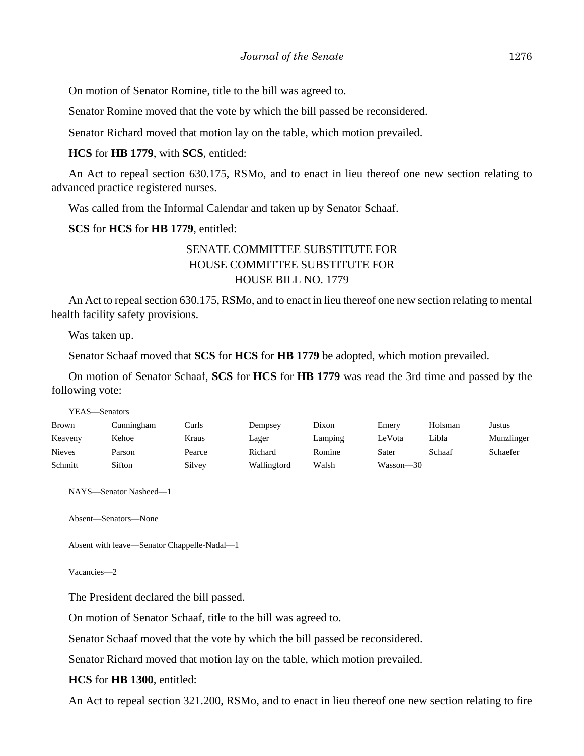On motion of Senator Romine, title to the bill was agreed to.

Senator Romine moved that the vote by which the bill passed be reconsidered.

Senator Richard moved that motion lay on the table, which motion prevailed.

**HCS** for **HB 1779**, with **SCS**, entitled:

An Act to repeal section 630.175, RSMo, and to enact in lieu thereof one new section relating to advanced practice registered nurses.

Was called from the Informal Calendar and taken up by Senator Schaaf.

**SCS** for **HCS** for **HB 1779**, entitled:

SENATE COMMITTEE SUBSTITUTE FOR
HOUSE COMMITTEE SUBSTITUTE FOR
HOUSE BILL NO. 1779

An Act to repeal section 630.175, RSMo, and to enact in lieu thereof one new section relating to mental health facility safety provisions.

Was taken up.

Senator Schaaf moved that **SCS** for **HCS** for **HB 1779** be adopted, which motion prevailed.

On motion of Senator Schaaf, **SCS** for **HCS** for **HB 1779** was read the 3rd time and passed by the following vote:

YEAS—Senators

| | | | | | | | |
|---|---|---|---|---|---|---|---|
| Brown | Cunningham | Curls | Dempsey | Dixon | Emery | Holsman | Justus |
| Keaveny | Kehoe | Kraus | Lager | Lamping | LeVota | Libla | Munzlinger |
| Nieves | Parson | Pearce | Richard | Romine | Sater | Schaaf | Schaefer |
| Schmitt | Sifton | Silvey | Wallingford | Walsh | Wasson—30 | | |

NAYS—Senator Nasheed—1

Absent—Senators—None

Absent with leave—Senator Chappelle-Nadal—1

Vacancies—2

The President declared the bill passed.

On motion of Senator Schaaf, title to the bill was agreed to.

Senator Schaaf moved that the vote by which the bill passed be reconsidered.

Senator Richard moved that motion lay on the table, which motion prevailed.

**HCS** for **HB 1300**, entitled:

An Act to repeal section 321.200, RSMo, and to enact in lieu thereof one new section relating to fire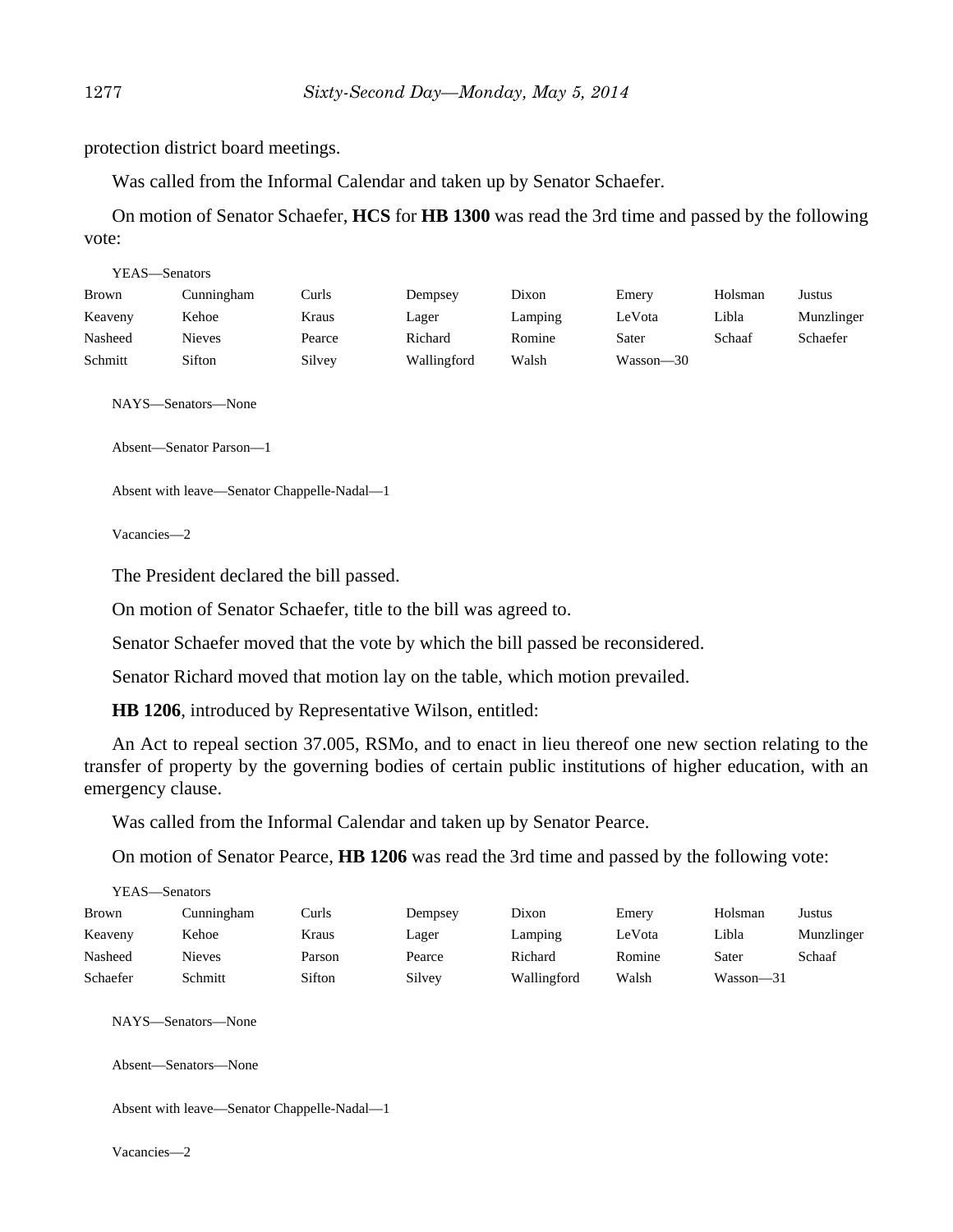protection district board meetings.

Was called from the Informal Calendar and taken up by Senator Schaefer.

On motion of Senator Schaefer, **HCS** for **HB 1300** was read the 3rd time and passed by the following vote:

YEAS—Senators

| | | | | | | | |
|---|---|---|---|---|---|---|---|
| Brown | Cunningham | Curls | Dempsey | Dixon | Emery | Holsman | Justus |
| Keaveny | Kehoe | Kraus | Lager | Lamping | LeVota | Libla | Munzlinger |
| Nasheed | Nieves | Pearce | Richard | Romine | Sater | Schaaf | Schaefer |
| Schmitt | Sifton | Silvey | Wallingford | Walsh | Wasson—30 | | |

NAYS—Senators—None

Absent—Senator Parson—1

Absent with leave—Senator Chappelle-Nadal—1

Vacancies—2

The President declared the bill passed.

On motion of Senator Schaefer, title to the bill was agreed to.

Senator Schaefer moved that the vote by which the bill passed be reconsidered.

Senator Richard moved that motion lay on the table, which motion prevailed.

**HB 1206**, introduced by Representative Wilson, entitled:

An Act to repeal section 37.005, RSMo, and to enact in lieu thereof one new section relating to the transfer of property by the governing bodies of certain public institutions of higher education, with an emergency clause.

Was called from the Informal Calendar and taken up by Senator Pearce.

On motion of Senator Pearce, **HB 1206** was read the 3rd time and passed by the following vote:

YEAS—Senators

| | | | | | | | |
|---|---|---|---|---|---|---|---|
| Brown | Cunningham | Curls | Dempsey | Dixon | Emery | Holsman | Justus |
| Keaveny | Kehoe | Kraus | Lager | Lamping | LeVota | Libla | Munzlinger |
| Nasheed | Nieves | Parson | Pearce | Richard | Romine | Sater | Schaaf |
| Schaefer | Schmitt | Sifton | Silvey | Wallingford | Walsh | Wasson—31 | |

NAYS—Senators—None

Absent—Senators—None

Absent with leave—Senator Chappelle-Nadal—1

Vacancies—2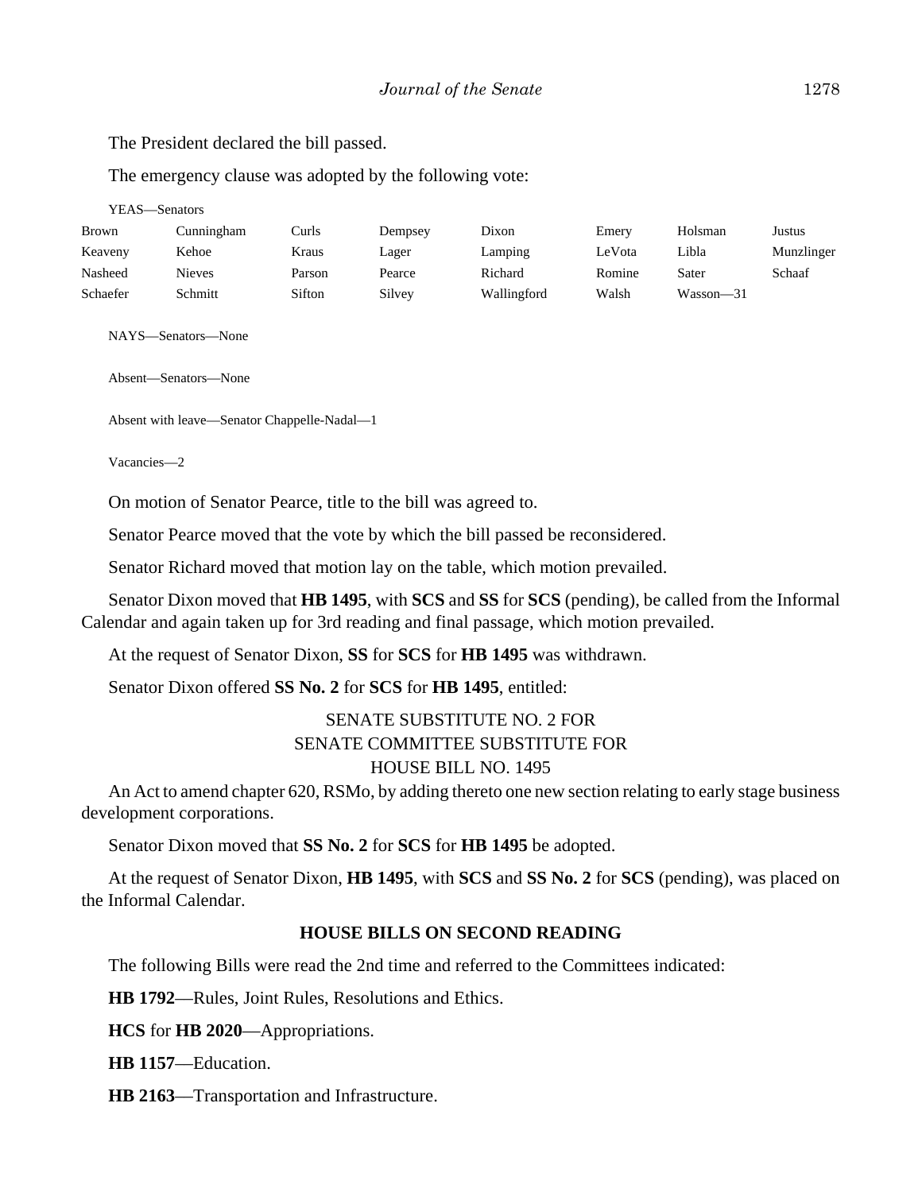The President declared the bill passed.

The emergency clause was adopted by the following vote:

YEAS—Senators

| | | | | | | | |
|---|---|---|---|---|---|---|---|
| Brown | Cunningham | Curls | Dempsey | Dixon | Emery | Holsman | Justus |
| Keaveny | Kehoe | Kraus | Lager | Lamping | LeVota | Libla | Munzlinger |
| Nasheed | Nieves | Parson | Pearce | Richard | Romine | Sater | Schaaf |
| Schaefer | Schmitt | Sifton | Silvey | Wallingford | Walsh | Wasson—31 | |

NAYS—Senators—None

Absent—Senators—None

Absent with leave—Senator Chappelle-Nadal—1

Vacancies—2

On motion of Senator Pearce, title to the bill was agreed to.

Senator Pearce moved that the vote by which the bill passed be reconsidered.

Senator Richard moved that motion lay on the table, which motion prevailed.

Senator Dixon moved that **HB 1495**, with **SCS** and **SS** for **SCS** (pending), be called from the Informal Calendar and again taken up for 3rd reading and final passage, which motion prevailed.

At the request of Senator Dixon, **SS** for **SCS** for **HB 1495** was withdrawn.

Senator Dixon offered **SS No. 2** for **SCS** for **HB 1495**, entitled:

SENATE SUBSTITUTE NO. 2 FOR
SENATE COMMITTEE SUBSTITUTE FOR
HOUSE BILL NO. 1495

An Act to amend chapter 620, RSMo, by adding thereto one new section relating to early stage business development corporations.

Senator Dixon moved that **SS No. 2** for **SCS** for **HB 1495** be adopted.

At the request of Senator Dixon, **HB 1495**, with **SCS** and **SS No. 2** for **SCS** (pending), was placed on the Informal Calendar.

## HOUSE BILLS ON SECOND READING

The following Bills were read the 2nd time and referred to the Committees indicated:

**HB 1792**—Rules, Joint Rules, Resolutions and Ethics.

**HCS** for **HB 2020**—Appropriations.

**HB 1157**—Education.

**HB 2163**—Transportation and Infrastructure.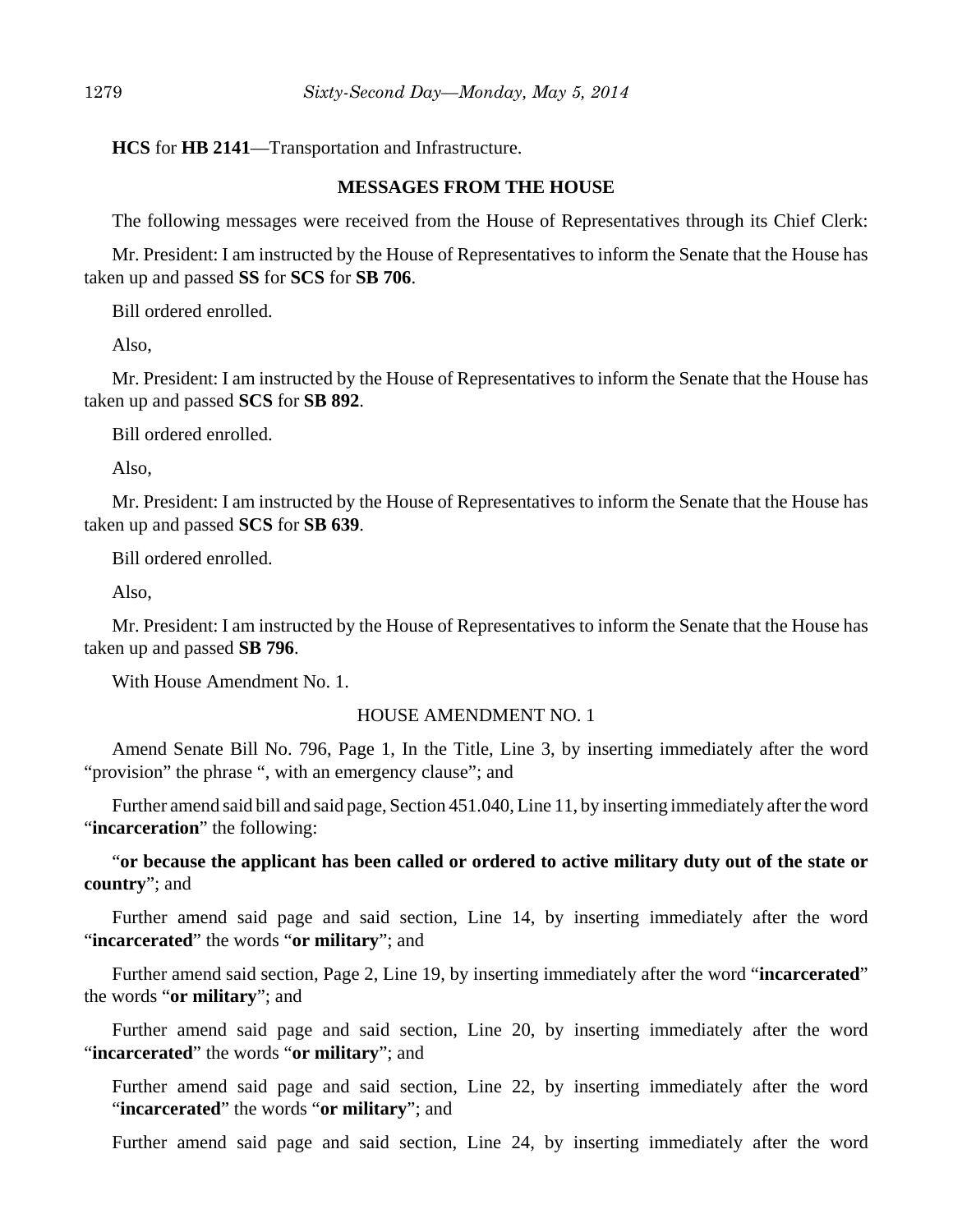**HCS** for **HB 2141**—Transportation and Infrastructure.

## MESSAGES FROM THE HOUSE

The following messages were received from the House of Representatives through its Chief Clerk:

Mr. President: I am instructed by the House of Representatives to inform the Senate that the House has taken up and passed **SS** for **SCS** for **SB 706**.

Bill ordered enrolled.

Also,

Mr. President: I am instructed by the House of Representatives to inform the Senate that the House has taken up and passed **SCS** for **SB 892**.

Bill ordered enrolled.

Also,

Mr. President: I am instructed by the House of Representatives to inform the Senate that the House has taken up and passed **SCS** for **SB 639**.

Bill ordered enrolled.

Also,

Mr. President: I am instructed by the House of Representatives to inform the Senate that the House has taken up and passed **SB 796**.

With House Amendment No. 1.

HOUSE AMENDMENT NO. 1

Amend Senate Bill No. 796, Page 1, In the Title, Line 3, by inserting immediately after the word "provision" the phrase ", with an emergency clause"; and

Further amend said bill and said page, Section 451.040, Line 11, by inserting immediately after the word "**incarceration**" the following:

"**or because the applicant has been called or ordered to active military duty out of the state or country**"; and

Further amend said page and said section, Line 14, by inserting immediately after the word "**incarcerated**" the words "**or military**"; and

Further amend said section, Page 2, Line 19, by inserting immediately after the word "**incarcerated**" the words "**or military**"; and

Further amend said page and said section, Line 20, by inserting immediately after the word "**incarcerated**" the words "**or military**"; and

Further amend said page and said section, Line 22, by inserting immediately after the word "**incarcerated**" the words "**or military**"; and

Further amend said page and said section, Line 24, by inserting immediately after the word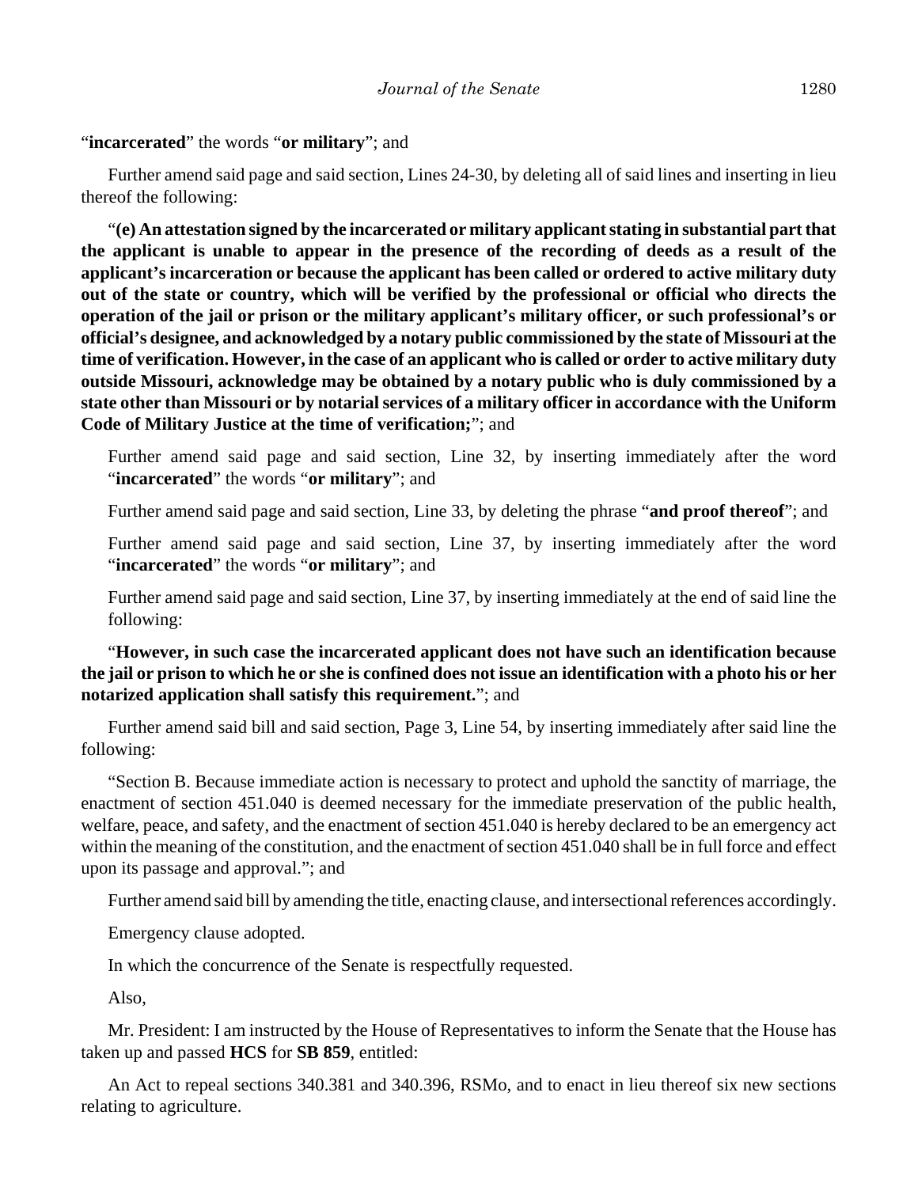"**incarcerated**" the words "**or military**"; and

Further amend said page and said section, Lines 24-30, by deleting all of said lines and inserting in lieu thereof the following:

"**(e) An attestation signed by the incarcerated or military applicant stating in substantial part that the applicant is unable to appear in the presence of the recording of deeds as a result of the applicant's incarceration or because the applicant has been called or ordered to active military duty out of the state or country, which will be verified by the professional or official who directs the operation of the jail or prison or the military applicant's military officer, or such professional's or official's designee, and acknowledged by a notary public commissioned by the state of Missouri at the time of verification. However, in the case of an applicant who is called or order to active military duty outside Missouri, acknowledge may be obtained by a notary public who is duly commissioned by a state other than Missouri or by notarial services of a military officer in accordance with the Uniform Code of Military Justice at the time of verification;**"; and

Further amend said page and said section, Line 32, by inserting immediately after the word "**incarcerated**" the words "**or military**"; and

Further amend said page and said section, Line 33, by deleting the phrase "**and proof thereof**"; and

Further amend said page and said section, Line 37, by inserting immediately after the word "**incarcerated**" the words "**or military**"; and

Further amend said page and said section, Line 37, by inserting immediately at the end of said line the following:

"**However, in such case the incarcerated applicant does not have such an identification because the jail or prison to which he or she is confined does not issue an identification with a photo his or her notarized application shall satisfy this requirement.**"; and

Further amend said bill and said section, Page 3, Line 54, by inserting immediately after said line the following:

"Section B. Because immediate action is necessary to protect and uphold the sanctity of marriage, the enactment of section 451.040 is deemed necessary for the immediate preservation of the public health, welfare, peace, and safety, and the enactment of section 451.040 is hereby declared to be an emergency act within the meaning of the constitution, and the enactment of section 451.040 shall be in full force and effect upon its passage and approval."; and

Further amend said bill by amending the title, enacting clause, and intersectional references accordingly.

Emergency clause adopted.

In which the concurrence of the Senate is respectfully requested.

Also,

Mr. President: I am instructed by the House of Representatives to inform the Senate that the House has taken up and passed **HCS** for **SB 859**, entitled:

An Act to repeal sections 340.381 and 340.396, RSMo, and to enact in lieu thereof six new sections relating to agriculture.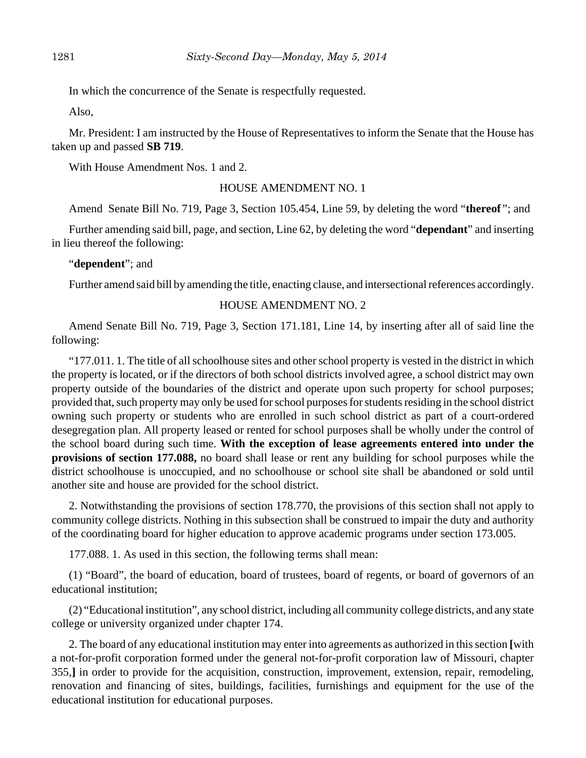In which the concurrence of the Senate is respectfully requested.

Also,

Mr. President: I am instructed by the House of Representatives to inform the Senate that the House has taken up and passed **SB 719**.

With House Amendment Nos. 1 and 2.

HOUSE AMENDMENT NO. 1

Amend Senate Bill No. 719, Page 3, Section 105.454, Line 59, by deleting the word "**thereof**"; and

Further amending said bill, page, and section, Line 62, by deleting the word "**dependant**" and inserting in lieu thereof the following:

"**dependent**"; and

Further amend said bill by amending the title, enacting clause, and intersectional references accordingly.

HOUSE AMENDMENT NO. 2

Amend Senate Bill No. 719, Page 3, Section 171.181, Line 14, by inserting after all of said line the following:

"177.011. 1. The title of all schoolhouse sites and other school property is vested in the district in which the property is located, or if the directors of both school districts involved agree, a school district may own property outside of the boundaries of the district and operate upon such property for school purposes; provided that, such property may only be used for school purposes for students residing in the school district owning such property or students who are enrolled in such school district as part of a court-ordered desegregation plan. All property leased or rented for school purposes shall be wholly under the control of the school board during such time. **With the exception of lease agreements entered into under the provisions of section 177.088,** no board shall lease or rent any building for school purposes while the district schoolhouse is unoccupied, and no schoolhouse or school site shall be abandoned or sold until another site and house are provided for the school district.

2. Notwithstanding the provisions of section 178.770, the provisions of this section shall not apply to community college districts. Nothing in this subsection shall be construed to impair the duty and authority of the coordinating board for higher education to approve academic programs under section 173.005.

177.088. 1. As used in this section, the following terms shall mean:

(1) "Board", the board of education, board of trustees, board of regents, or board of governors of an educational institution;

(2) "Educational institution", any school district, including all community college districts, and any state college or university organized under chapter 174.

2. The board of any educational institution may enter into agreements as authorized in this section **[**with a not-for-profit corporation formed under the general not-for-profit corporation law of Missouri, chapter 355,**]** in order to provide for the acquisition, construction, improvement, extension, repair, remodeling, renovation and financing of sites, buildings, facilities, furnishings and equipment for the use of the educational institution for educational purposes.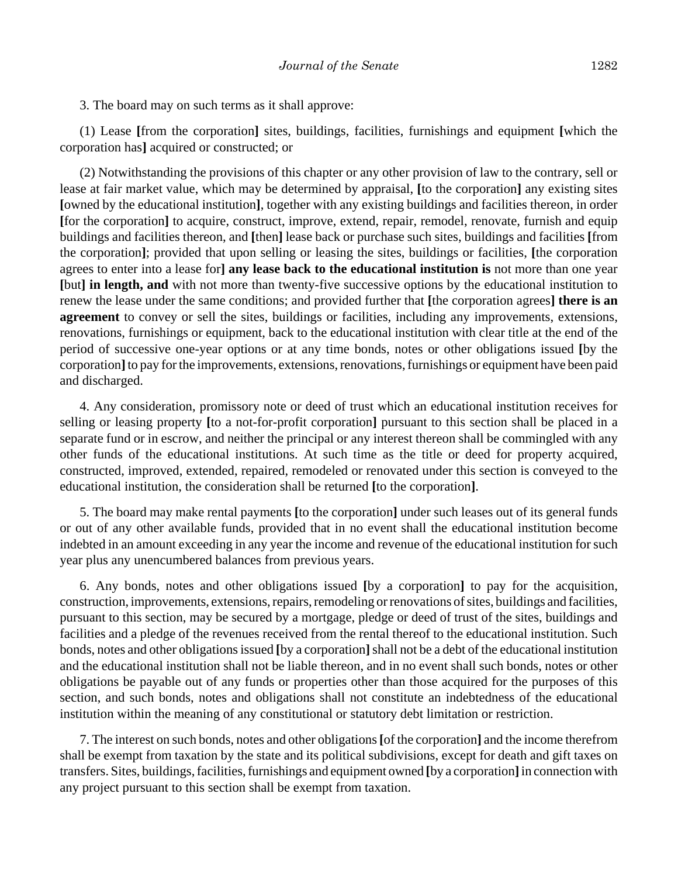3. The board may on such terms as it shall approve:

(1) Lease **[**from the corporation**]** sites, buildings, facilities, furnishings and equipment **[**which the corporation has**]** acquired or constructed; or

(2) Notwithstanding the provisions of this chapter or any other provision of law to the contrary, sell or lease at fair market value, which may be determined by appraisal, **[**to the corporation**]** any existing sites **[**owned by the educational institution**]**, together with any existing buildings and facilities thereon, in order **[**for the corporation**]** to acquire, construct, improve, extend, repair, remodel, renovate, furnish and equip buildings and facilities thereon, and **[**then**]** lease back or purchase such sites, buildings and facilities **[**from the corporation**]**; provided that upon selling or leasing the sites, buildings or facilities, **[**the corporation agrees to enter into a lease for**] any lease back to the educational institution is** not more than one year **[**but**] in length, and** with not more than twenty-five successive options by the educational institution to renew the lease under the same conditions; and provided further that **[**the corporation agrees**] there is an agreement** to convey or sell the sites, buildings or facilities, including any improvements, extensions, renovations, furnishings or equipment, back to the educational institution with clear title at the end of the period of successive one-year options or at any time bonds, notes or other obligations issued **[**by the corporation**]** to pay for the improvements, extensions, renovations, furnishings or equipment have been paid and discharged.

4. Any consideration, promissory note or deed of trust which an educational institution receives for selling or leasing property **[**to a not-for-profit corporation**]** pursuant to this section shall be placed in a separate fund or in escrow, and neither the principal or any interest thereon shall be commingled with any other funds of the educational institutions. At such time as the title or deed for property acquired, constructed, improved, extended, repaired, remodeled or renovated under this section is conveyed to the educational institution, the consideration shall be returned **[**to the corporation**]**.

5. The board may make rental payments **[**to the corporation**]** under such leases out of its general funds or out of any other available funds, provided that in no event shall the educational institution become indebted in an amount exceeding in any year the income and revenue of the educational institution for such year plus any unencumbered balances from previous years.

6. Any bonds, notes and other obligations issued **[**by a corporation**]** to pay for the acquisition, construction, improvements, extensions, repairs, remodeling or renovations of sites, buildings and facilities, pursuant to this section, may be secured by a mortgage, pledge or deed of trust of the sites, buildings and facilities and a pledge of the revenues received from the rental thereof to the educational institution. Such bonds, notes and other obligations issued **[**by a corporation**]** shall not be a debt of the educational institution and the educational institution shall not be liable thereon, and in no event shall such bonds, notes or other obligations be payable out of any funds or properties other than those acquired for the purposes of this section, and such bonds, notes and obligations shall not constitute an indebtedness of the educational institution within the meaning of any constitutional or statutory debt limitation or restriction.

7. The interest on such bonds, notes and other obligations **[**of the corporation**]** and the income therefrom shall be exempt from taxation by the state and its political subdivisions, except for death and gift taxes on transfers. Sites, buildings, facilities, furnishings and equipment owned **[**by a corporation**]** in connection with any project pursuant to this section shall be exempt from taxation.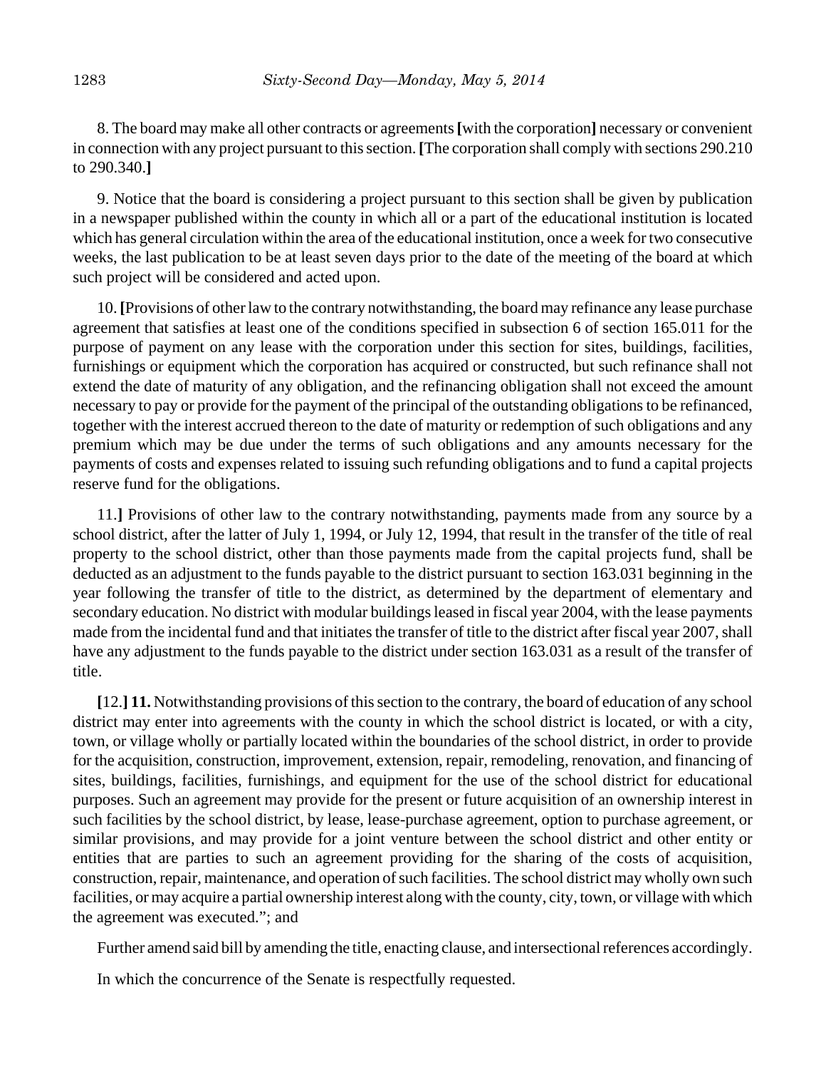8. The board may make all other contracts or agreements **[**with the corporation**]** necessary or convenient in connection with any project pursuant to this section. **[**The corporation shall comply with sections 290.210 to 290.340.**]**

9. Notice that the board is considering a project pursuant to this section shall be given by publication in a newspaper published within the county in which all or a part of the educational institution is located which has general circulation within the area of the educational institution, once a week for two consecutive weeks, the last publication to be at least seven days prior to the date of the meeting of the board at which such project will be considered and acted upon.

10. **[**Provisions of other law to the contrary notwithstanding, the board may refinance any lease purchase agreement that satisfies at least one of the conditions specified in subsection 6 of section 165.011 for the purpose of payment on any lease with the corporation under this section for sites, buildings, facilities, furnishings or equipment which the corporation has acquired or constructed, but such refinance shall not extend the date of maturity of any obligation, and the refinancing obligation shall not exceed the amount necessary to pay or provide for the payment of the principal of the outstanding obligations to be refinanced, together with the interest accrued thereon to the date of maturity or redemption of such obligations and any premium which may be due under the terms of such obligations and any amounts necessary for the payments of costs and expenses related to issuing such refunding obligations and to fund a capital projects reserve fund for the obligations.

11.**]** Provisions of other law to the contrary notwithstanding, payments made from any source by a school district, after the latter of July 1, 1994, or July 12, 1994, that result in the transfer of the title of real property to the school district, other than those payments made from the capital projects fund, shall be deducted as an adjustment to the funds payable to the district pursuant to section 163.031 beginning in the year following the transfer of title to the district, as determined by the department of elementary and secondary education. No district with modular buildings leased in fiscal year 2004, with the lease payments made from the incidental fund and that initiates the transfer of title to the district after fiscal year 2007, shall have any adjustment to the funds payable to the district under section 163.031 as a result of the transfer of title.

**[**12.**] 11.** Notwithstanding provisions of this section to the contrary, the board of education of any school district may enter into agreements with the county in which the school district is located, or with a city, town, or village wholly or partially located within the boundaries of the school district, in order to provide for the acquisition, construction, improvement, extension, repair, remodeling, renovation, and financing of sites, buildings, facilities, furnishings, and equipment for the use of the school district for educational purposes. Such an agreement may provide for the present or future acquisition of an ownership interest in such facilities by the school district, by lease, lease-purchase agreement, option to purchase agreement, or similar provisions, and may provide for a joint venture between the school district and other entity or entities that are parties to such an agreement providing for the sharing of the costs of acquisition, construction, repair, maintenance, and operation of such facilities. The school district may wholly own such facilities, or may acquire a partial ownership interest along with the county, city, town, or village with which the agreement was executed."; and

Further amend said bill by amending the title, enacting clause, and intersectional references accordingly.

In which the concurrence of the Senate is respectfully requested.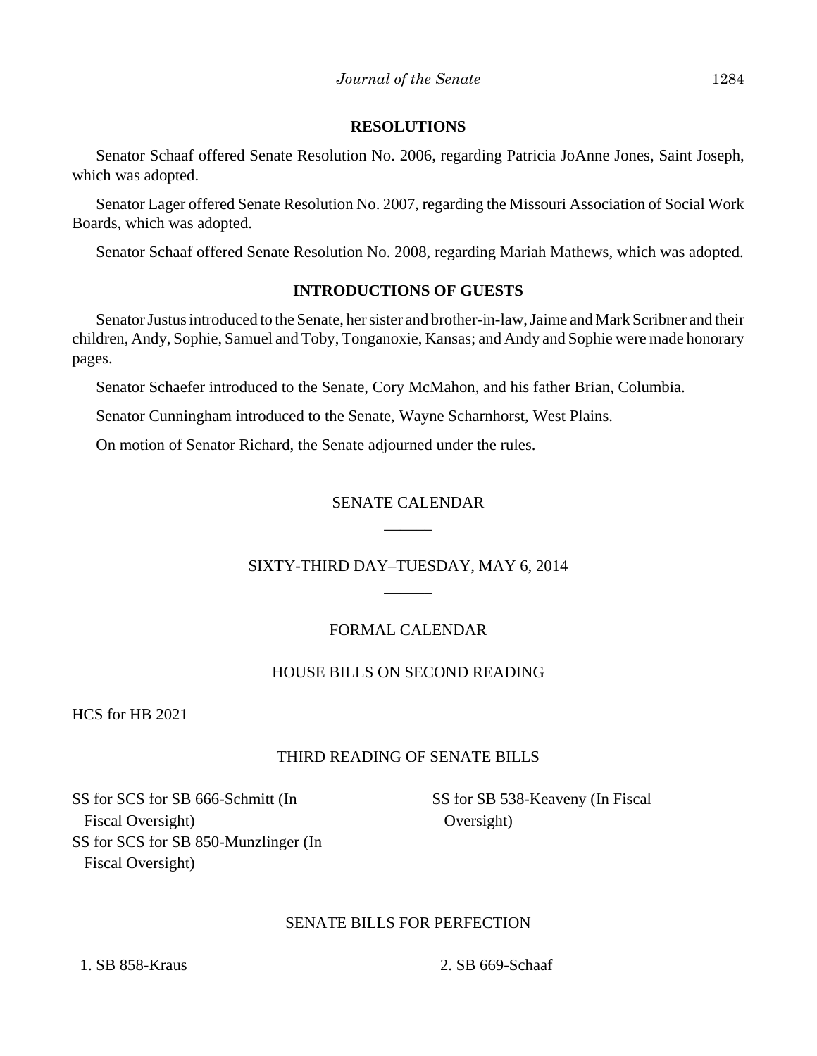## RESOLUTIONS

Senator Schaaf offered Senate Resolution No. 2006, regarding Patricia JoAnne Jones, Saint Joseph, which was adopted.

Senator Lager offered Senate Resolution No. 2007, regarding the Missouri Association of Social Work Boards, which was adopted.

Senator Schaaf offered Senate Resolution No. 2008, regarding Mariah Mathews, which was adopted.

## INTRODUCTIONS OF GUESTS

Senator Justus introduced to the Senate, her sister and brother-in-law, Jaime and Mark Scribner and their children, Andy, Sophie, Samuel and Toby, Tonganoxie, Kansas; and Andy and Sophie were made honorary pages.

Senator Schaefer introduced to the Senate, Cory McMahon, and his father Brian, Columbia.

Senator Cunningham introduced to the Senate, Wayne Scharnhorst, West Plains.

On motion of Senator Richard, the Senate adjourned under the rules.

SENATE CALENDAR

\_\_\_\_\_\_

SIXTY-THIRD DAY–TUESDAY, MAY 6, 2014

\_\_\_\_\_\_

FORMAL CALENDAR

HOUSE BILLS ON SECOND READING

HCS for HB 2021

THIRD READING OF SENATE BILLS

SS for SCS for SB 666-Schmitt (In Fiscal Oversight)
SS for SCS for SB 850-Munzlinger (In Fiscal Oversight)
SS for SB 538-Keaveny (In Fiscal Oversight)

SENATE BILLS FOR PERFECTION

1. SB 858-Kraus
2. SB 669-Schaaf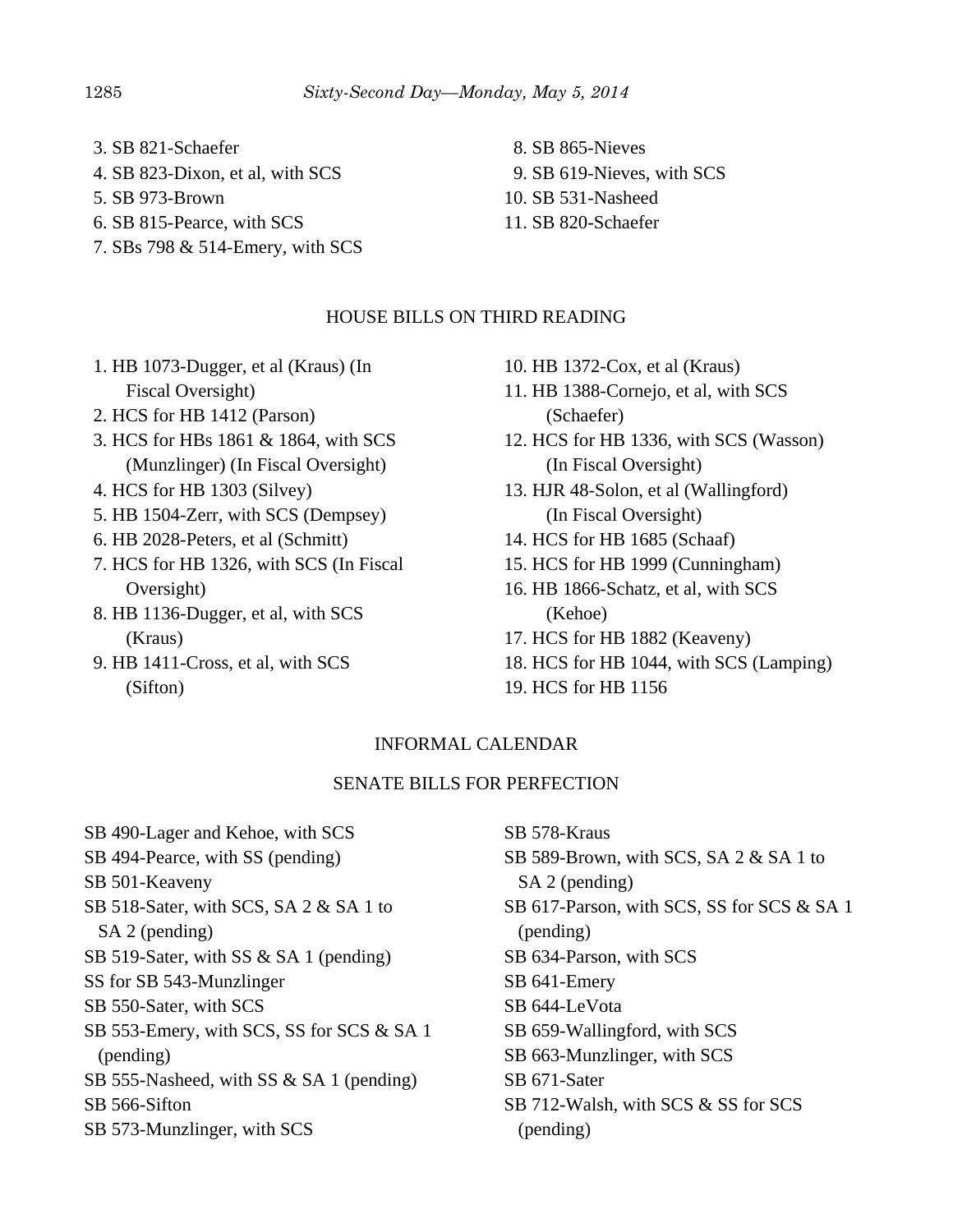3. SB 821-Schaefer
4. SB 823-Dixon, et al, with SCS
5. SB 973-Brown
6. SB 815-Pearce, with SCS
7. SBs 798 & 514-Emery, with SCS
8. SB 865-Nieves
9. SB 619-Nieves, with SCS
10. SB 531-Nasheed
11. SB 820-Schaefer

HOUSE BILLS ON THIRD READING

1. HB 1073-Dugger, et al (Kraus) (In Fiscal Oversight)
2. HCS for HB 1412 (Parson)
3. HCS for HBs 1861 & 1864, with SCS (Munzlinger) (In Fiscal Oversight)
4. HCS for HB 1303 (Silvey)
5. HB 1504-Zerr, with SCS (Dempsey)
6. HB 2028-Peters, et al (Schmitt)
7. HCS for HB 1326, with SCS (In Fiscal Oversight)
8. HB 1136-Dugger, et al, with SCS (Kraus)
9. HB 1411-Cross, et al, with SCS (Sifton)
10. HB 1372-Cox, et al (Kraus)
11. HB 1388-Cornejo, et al, with SCS (Schaefer)
12. HCS for HB 1336, with SCS (Wasson) (In Fiscal Oversight)
13. HJR 48-Solon, et al (Wallingford) (In Fiscal Oversight)
14. HCS for HB 1685 (Schaaf)
15. HCS for HB 1999 (Cunningham)
16. HB 1866-Schatz, et al, with SCS (Kehoe)
17. HCS for HB 1882 (Keaveny)
18. HCS for HB 1044, with SCS (Lamping)
19. HCS for HB 1156

INFORMAL CALENDAR

SENATE BILLS FOR PERFECTION

SB 490-Lager and Kehoe, with SCS
SB 494-Pearce, with SS (pending)
SB 501-Keaveny
SB 518-Sater, with SCS, SA 2 & SA 1 to SA 2 (pending)
SB 519-Sater, with SS & SA 1 (pending)
SS for SB 543-Munzlinger
SB 550-Sater, with SCS
SB 553-Emery, with SCS, SS for SCS & SA 1 (pending)
SB 555-Nasheed, with SS & SA 1 (pending)
SB 566-Sifton
SB 573-Munzlinger, with SCS
SB 578-Kraus
SB 589-Brown, with SCS, SA 2 & SA 1 to SA 2 (pending)
SB 617-Parson, with SCS, SS for SCS & SA 1 (pending)
SB 634-Parson, with SCS
SB 641-Emery
SB 644-LeVota
SB 659-Wallingford, with SCS
SB 663-Munzlinger, with SCS
SB 671-Sater
SB 712-Walsh, with SCS & SS for SCS (pending)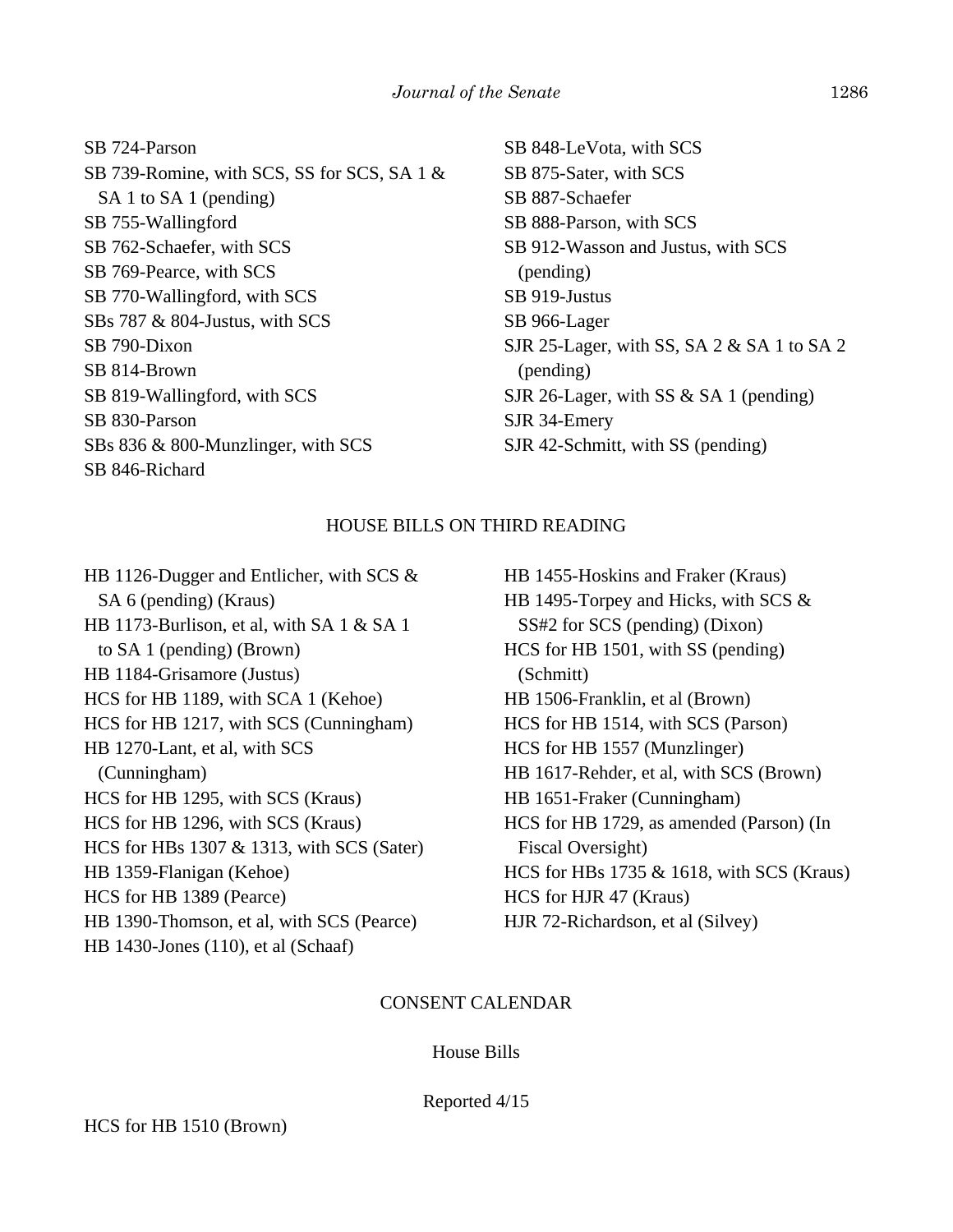SB 724-Parson
SB 739-Romine, with SCS, SS for SCS, SA 1 & SA 1 to SA 1 (pending)
SB 755-Wallingford
SB 762-Schaefer, with SCS
SB 769-Pearce, with SCS
SB 770-Wallingford, with SCS
SBs 787 & 804-Justus, with SCS
SB 790-Dixon
SB 814-Brown
SB 819-Wallingford, with SCS
SB 830-Parson
SBs 836 & 800-Munzlinger, with SCS
SB 846-Richard
SB 848-LeVota, with SCS
SB 875-Sater, with SCS
SB 887-Schaefer
SB 888-Parson, with SCS
SB 912-Wasson and Justus, with SCS (pending)
SB 919-Justus
SB 966-Lager
SJR 25-Lager, with SS, SA 2 & SA 1 to SA 2 (pending)
SJR 26-Lager, with SS & SA 1 (pending)
SJR 34-Emery
SJR 42-Schmitt, with SS (pending)

HOUSE BILLS ON THIRD READING

HB 1126-Dugger and Entlicher, with SCS & SA 6 (pending) (Kraus)
HB 1173-Burlison, et al, with SA 1 & SA 1 to SA 1 (pending) (Brown)
HB 1184-Grisamore (Justus)
HCS for HB 1189, with SCA 1 (Kehoe)
HCS for HB 1217, with SCS (Cunningham)
HB 1270-Lant, et al, with SCS (Cunningham)
HCS for HB 1295, with SCS (Kraus)
HCS for HB 1296, with SCS (Kraus)
HCS for HBs 1307 & 1313, with SCS (Sater)
HB 1359-Flanigan (Kehoe)
HCS for HB 1389 (Pearce)
HB 1390-Thomson, et al, with SCS (Pearce)
HB 1430-Jones (110), et al (Schaaf)
HB 1455-Hoskins and Fraker (Kraus)
HB 1495-Torpey and Hicks, with SCS & SS#2 for SCS (pending) (Dixon)
HCS for HB 1501, with SS (pending) (Schmitt)
HB 1506-Franklin, et al (Brown)
HCS for HB 1514, with SCS (Parson)
HCS for HB 1557 (Munzlinger)
HB 1617-Rehder, et al, with SCS (Brown)
HB 1651-Fraker (Cunningham)
HCS for HB 1729, as amended (Parson) (In Fiscal Oversight)
HCS for HBs 1735 & 1618, with SCS (Kraus)
HCS for HJR 47 (Kraus)
HJR 72-Richardson, et al (Silvey)

CONSENT CALENDAR

House Bills

Reported 4/15

HCS for HB 1510 (Brown)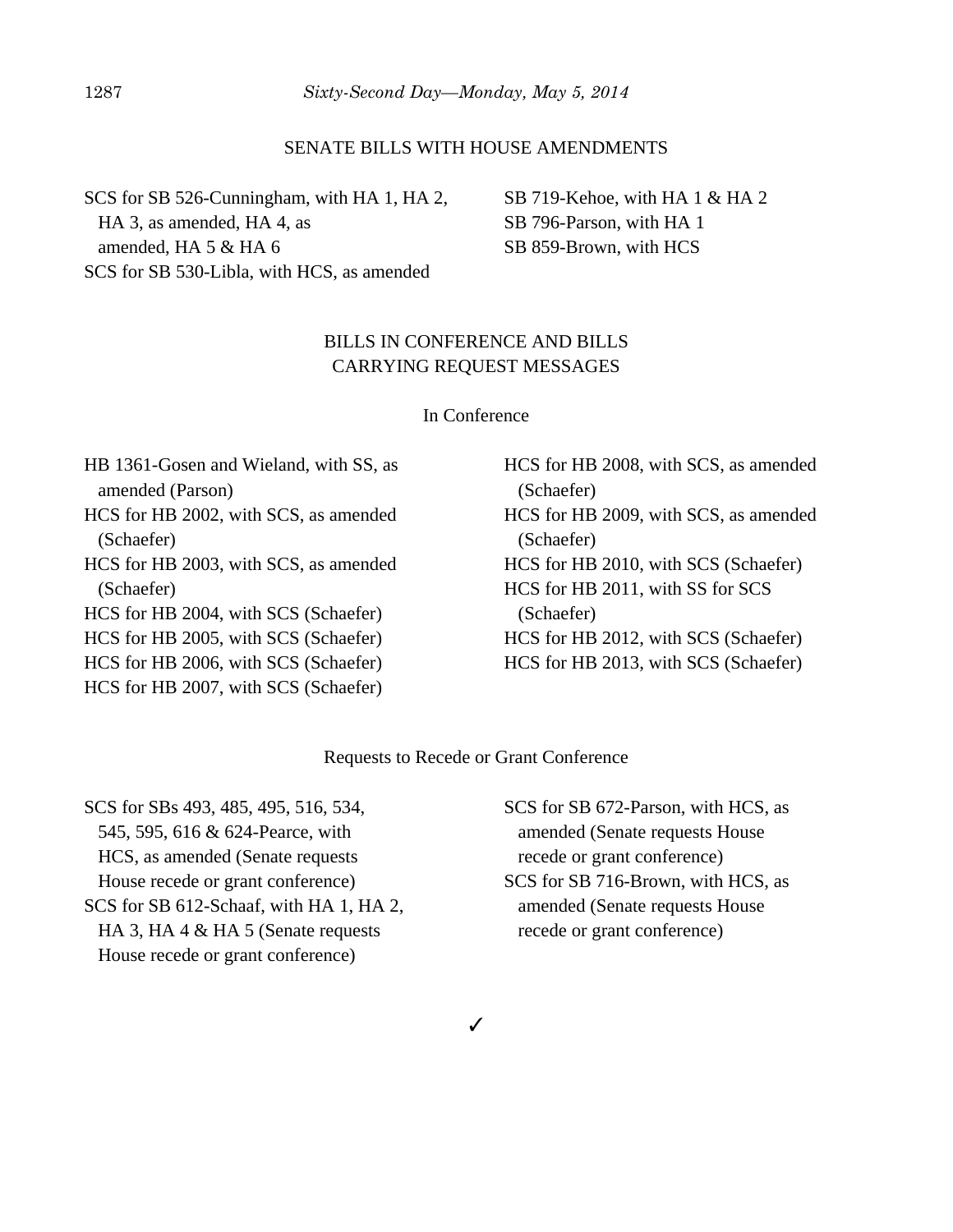## SENATE BILLS WITH HOUSE AMENDMENTS

SCS for SB 526-Cunningham, with HA 1, HA 2, HA 3, as amended, HA 4, as amended, HA 5 & HA 6

SCS for SB 530-Libla, with HCS, as amended

SB 719-Kehoe, with HA 1 & HA 2

SB 796-Parson, with HA 1

SB 859-Brown, with HCS

## BILLS IN CONFERENCE AND BILLS CARRYING REQUEST MESSAGES

### In Conference

HB 1361-Gosen and Wieland, with SS, as amended (Parson)

HCS for HB 2002, with SCS, as amended (Schaefer)

HCS for HB 2003, with SCS, as amended (Schaefer)

HCS for HB 2004, with SCS (Schaefer)

HCS for HB 2005, with SCS (Schaefer)

HCS for HB 2006, with SCS (Schaefer)

HCS for HB 2007, with SCS (Schaefer)

HCS for HB 2008, with SCS, as amended (Schaefer)

HCS for HB 2009, with SCS, as amended (Schaefer)

HCS for HB 2010, with SCS (Schaefer)

HCS for HB 2011, with SS for SCS (Schaefer)

HCS for HB 2012, with SCS (Schaefer)

HCS for HB 2013, with SCS (Schaefer)

### Requests to Recede or Grant Conference

SCS for SBs 493, 485, 495, 516, 534, 545, 595, 616 & 624-Pearce, with HCS, as amended (Senate requests House recede or grant conference)

SCS for SB 612-Schaaf, with HA 1, HA 2, HA 3, HA 4 & HA 5 (Senate requests House recede or grant conference)

SCS for SB 672-Parson, with HCS, as amended (Senate requests House recede or grant conference)

SCS for SB 716-Brown, with HCS, as amended (Senate requests House recede or grant conference)

✓